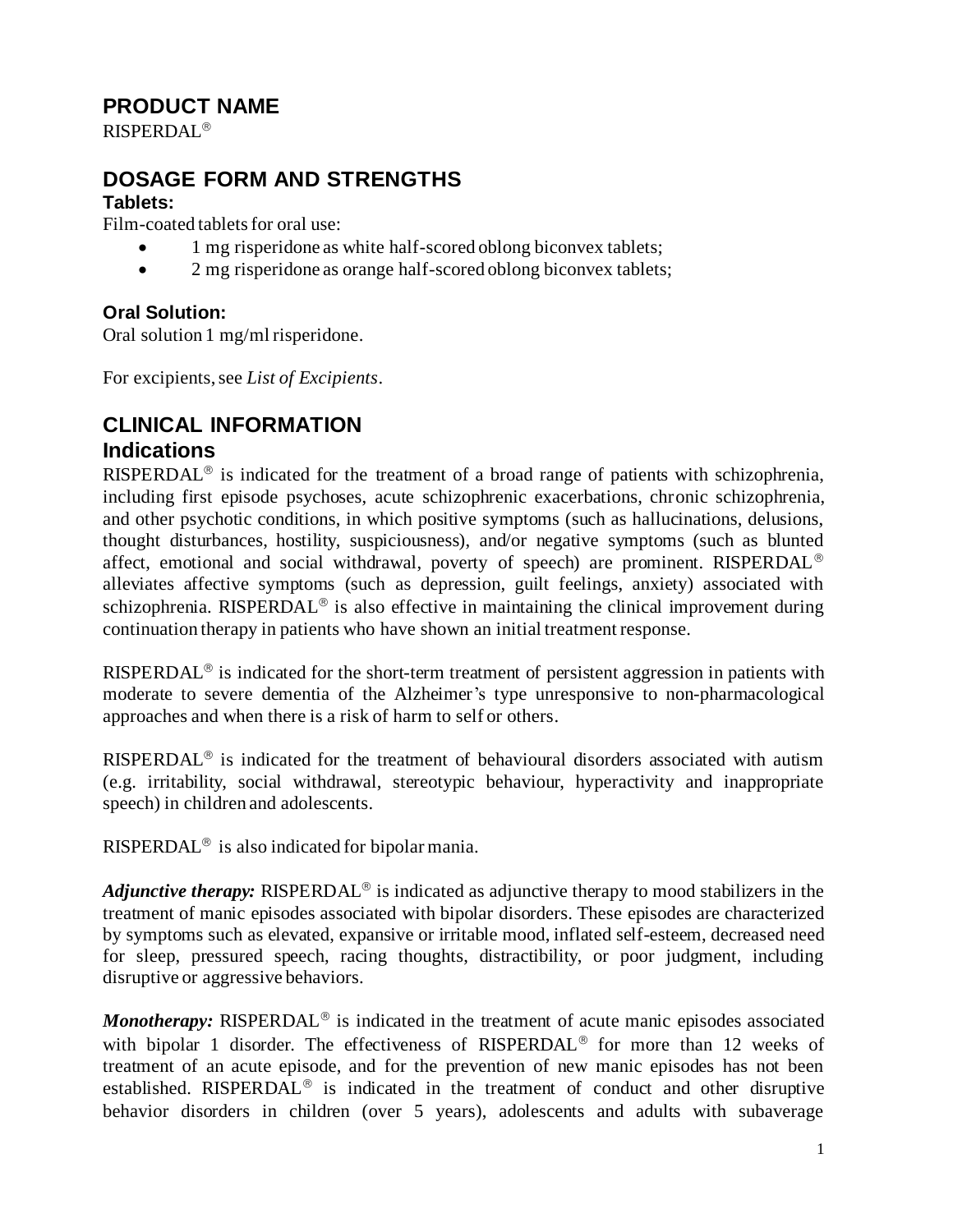## PRODUCT NAME

RISPERDAL®

## DOSAGE FORM AND STRENGTHS

### Tablets:

Film-coated tablets for oral use:

- 1 mg risperidone as white half-scored oblong biconvex tablets;
- 2 mg risperidone as orange half-scored oblong biconvex tablets;

### Oral Solution:

Oral solution 1 mg/ml risperidone.

For excipients, see *List of Excipients*.

## CLINICAL INFORMATION

## Indications

RISPERDAL® is indicated for the treatment of a broad range of patients with schizophrenia, including first episode psychoses, acute schizophrenic exacerbations, chronic schizophrenia, and other psychotic conditions, in which positive symptoms (such as hallucinations, delusions, thought disturbances, hostility, suspiciousness), and/or negative symptoms (such as blunted affect, emotional and social withdrawal, poverty of speech) are prominent. RISPERDAL® alleviates affective symptoms (such as depression, guilt feelings, anxiety) associated with schizophrenia. RISPERDAL® is also effective in maintaining the clinical improvement during continuation therapy in patients who have shown an initial treatment response.

RISPERDAL® is indicated for the short-term treatment of persistent aggression in patients with moderate to severe dementia of the Alzheimer's type unresponsive to non-pharmacological approaches and when there is a risk of harm to self or others.

RISPERDAL® is indicated for the treatment of behavioural disorders associated with autism (e.g. irritability, social withdrawal, stereotypic behaviour, hyperactivity and inappropriate speech) in children and adolescents.

RISPERDAL® is also indicated for bipolar mania.

***Adjunctive therapy:*** RISPERDAL® is indicated as adjunctive therapy to mood stabilizers in the treatment of manic episodes associated with bipolar disorders. These episodes are characterized by symptoms such as elevated, expansive or irritable mood, inflated self-esteem, decreased need for sleep, pressured speech, racing thoughts, distractibility, or poor judgment, including disruptive or aggressive behaviors.

***Monotherapy:*** RISPERDAL® is indicated in the treatment of acute manic episodes associated with bipolar 1 disorder. The effectiveness of RISPERDAL® for more than 12 weeks of treatment of an acute episode, and for the prevention of new manic episodes has not been established. RISPERDAL® is indicated in the treatment of conduct and other disruptive behavior disorders in children (over 5 years), adolescents and adults with subaverage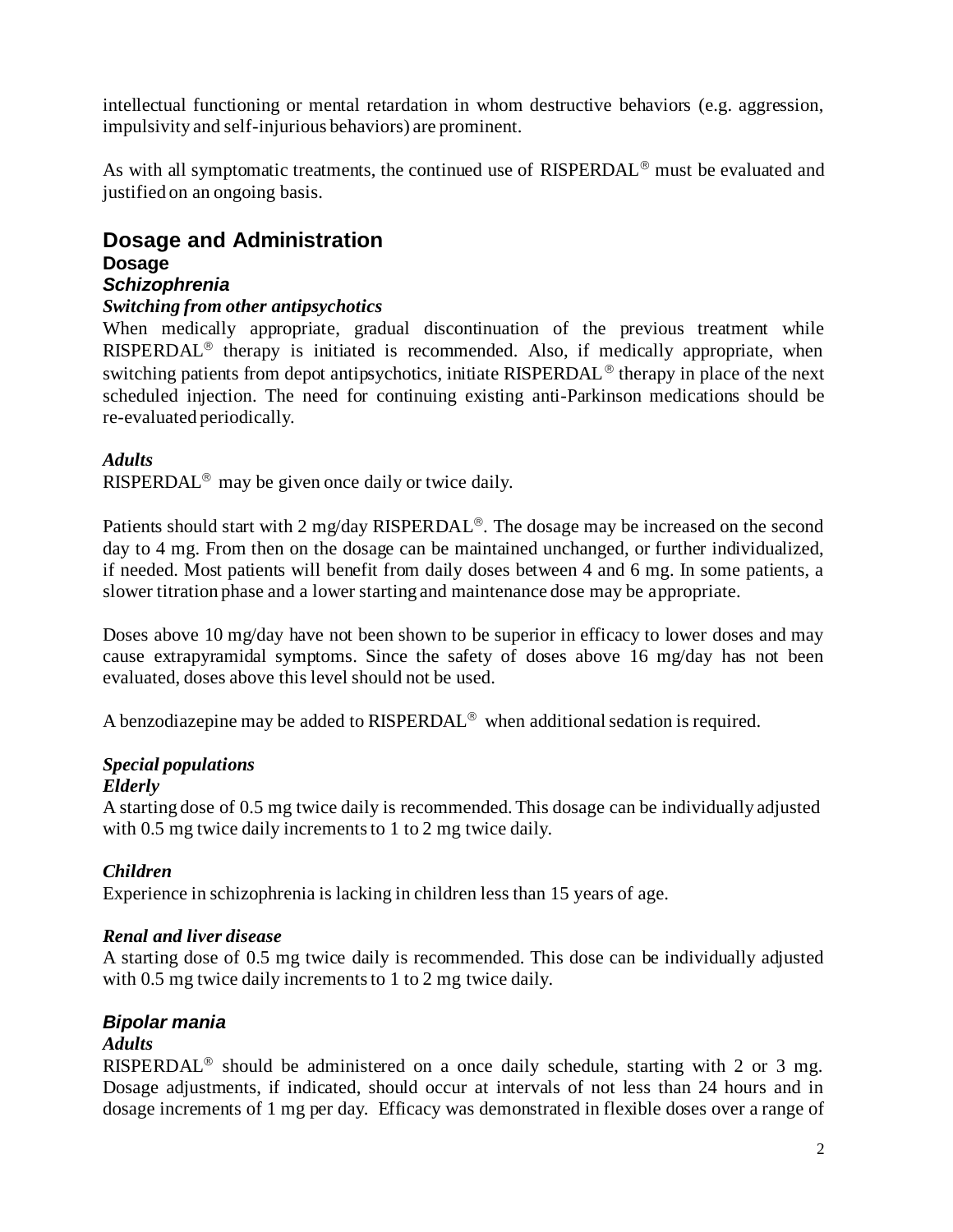intellectual functioning or mental retardation in whom destructive behaviors (e.g. aggression, impulsivity and self-injurious behaviors) are prominent.

As with all symptomatic treatments, the continued use of RISPERDAL® must be evaluated and justified on an ongoing basis.

# Dosage and Administration

## Dosage

### *Schizophrenia*

#### *Switching from other antipsychotics*

When medically appropriate, gradual discontinuation of the previous treatment while RISPERDAL® therapy is initiated is recommended. Also, if medically appropriate, when switching patients from depot antipsychotics, initiate RISPERDAL® therapy in place of the next scheduled injection. The need for continuing existing anti-Parkinson medications should be re-evaluated periodically.

#### *Adults*

RISPERDAL® may be given once daily or twice daily.

Patients should start with 2 mg/day RISPERDAL®. The dosage may be increased on the second day to 4 mg. From then on the dosage can be maintained unchanged, or further individualized, if needed. Most patients will benefit from daily doses between 4 and 6 mg. In some patients, a slower titration phase and a lower starting and maintenance dose may be appropriate.

Doses above 10 mg/day have not been shown to be superior in efficacy to lower doses and may cause extrapyramidal symptoms. Since the safety of doses above 16 mg/day has not been evaluated, doses above this level should not be used.

A benzodiazepine may be added to RISPERDAL® when additional sedation is required.

#### *Special populations*

#### *Elderly*

A starting dose of 0.5 mg twice daily is recommended. This dosage can be individually adjusted with 0.5 mg twice daily increments to 1 to 2 mg twice daily.

#### *Children*

Experience in schizophrenia is lacking in children less than 15 years of age.

#### *Renal and liver disease*

A starting dose of 0.5 mg twice daily is recommended. This dose can be individually adjusted with 0.5 mg twice daily increments to 1 to 2 mg twice daily.

### *Bipolar mania*

#### *Adults*

RISPERDAL® should be administered on a once daily schedule, starting with 2 or 3 mg. Dosage adjustments, if indicated, should occur at intervals of not less than 24 hours and in dosage increments of 1 mg per day. Efficacy was demonstrated in flexible doses over a range of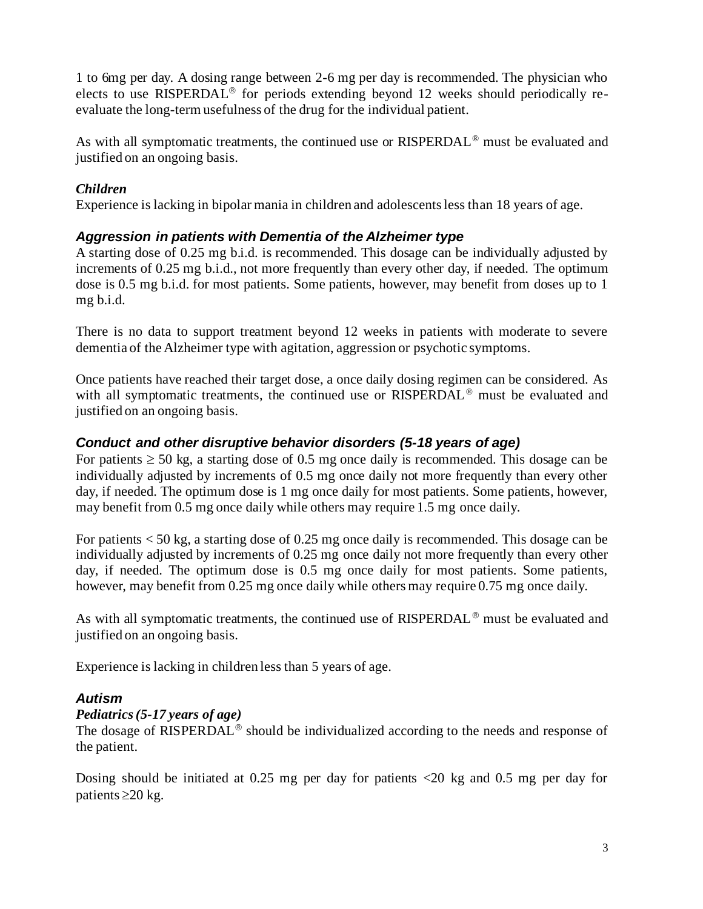1 to 6mg per day. A dosing range between 2-6 mg per day is recommended. The physician who elects to use RISPERDAL® for periods extending beyond 12 weeks should periodically re-evaluate the long-term usefulness of the drug for the individual patient.

As with all symptomatic treatments, the continued use or RISPERDAL® must be evaluated and justified on an ongoing basis.

***Children***

Experience is lacking in bipolar mania in children and adolescents less than 18 years of age.

### *Aggression in patients with Dementia of the Alzheimer type*

A starting dose of 0.25 mg b.i.d. is recommended. This dosage can be individually adjusted by increments of 0.25 mg b.i.d., not more frequently than every other day, if needed. The optimum dose is 0.5 mg b.i.d. for most patients. Some patients, however, may benefit from doses up to 1 mg b.i.d.

There is no data to support treatment beyond 12 weeks in patients with moderate to severe dementia of the Alzheimer type with agitation, aggression or psychotic symptoms.

Once patients have reached their target dose, a once daily dosing regimen can be considered. As with all symptomatic treatments, the continued use or RISPERDAL® must be evaluated and justified on an ongoing basis.

### *Conduct and other disruptive behavior disorders (5-18 years of age)*

For patients ≥ 50 kg, a starting dose of 0.5 mg once daily is recommended. This dosage can be individually adjusted by increments of 0.5 mg once daily not more frequently than every other day, if needed. The optimum dose is 1 mg once daily for most patients. Some patients, however, may benefit from 0.5 mg once daily while others may require 1.5 mg once daily.

For patients < 50 kg, a starting dose of 0.25 mg once daily is recommended. This dosage can be individually adjusted by increments of 0.25 mg once daily not more frequently than every other day, if needed. The optimum dose is 0.5 mg once daily for most patients. Some patients, however, may benefit from 0.25 mg once daily while others may require 0.75 mg once daily.

As with all symptomatic treatments, the continued use of RISPERDAL® must be evaluated and justified on an ongoing basis.

Experience is lacking in children less than 5 years of age.

### *Autism*

***Pediatrics (5-17 years of age)***

The dosage of RISPERDAL® should be individualized according to the needs and response of the patient.

Dosing should be initiated at 0.25 mg per day for patients <20 kg and 0.5 mg per day for patients ≥20 kg.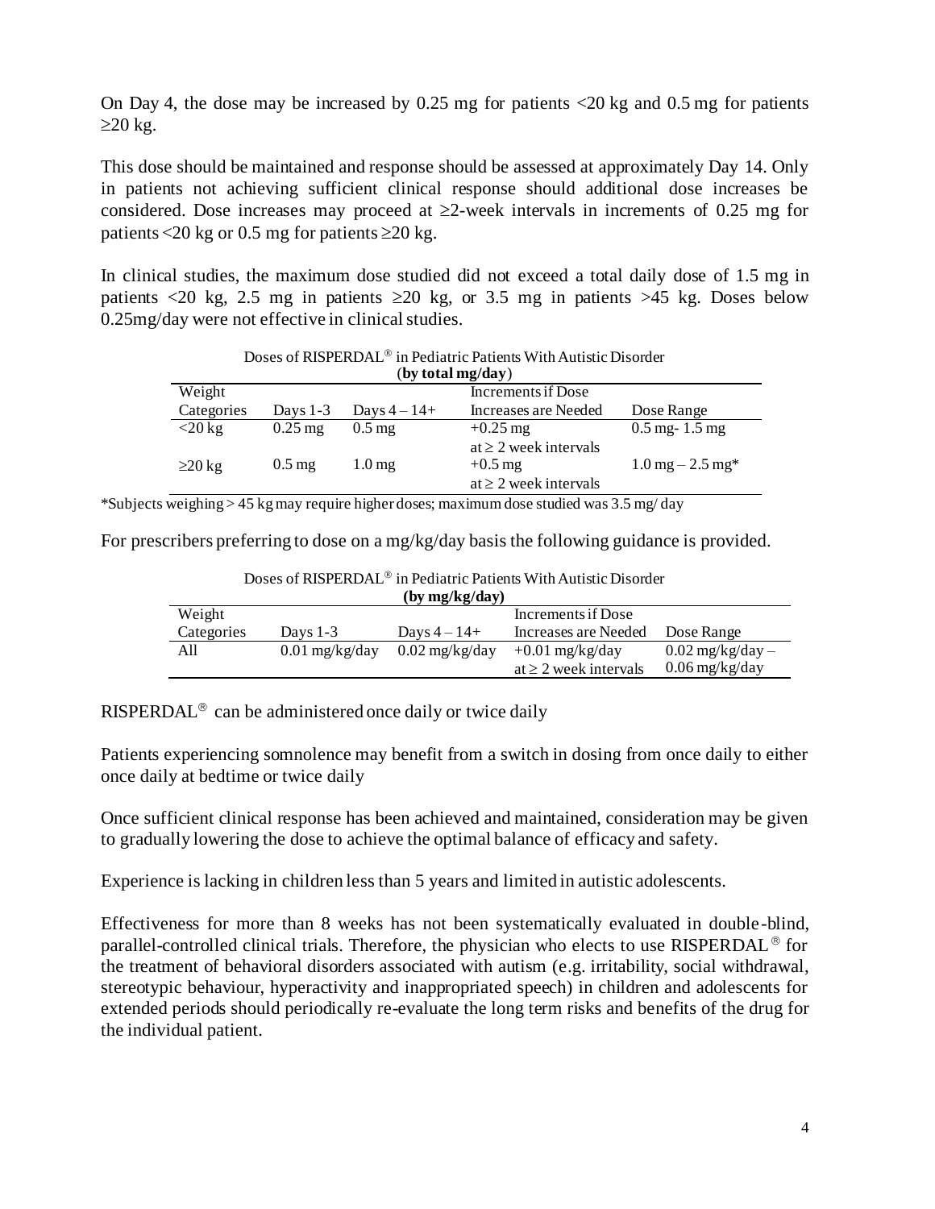On Day 4, the dose may be increased by 0.25 mg for patients <20 kg and 0.5 mg for patients ≥20 kg.

This dose should be maintained and response should be assessed at approximately Day 14. Only in patients not achieving sufficient clinical response should additional dose increases be considered. Dose increases may proceed at ≥2-week intervals in increments of 0.25 mg for patients <20 kg or 0.5 mg for patients ≥20 kg.

In clinical studies, the maximum dose studied did not exceed a total daily dose of 1.5 mg in patients <20 kg, 2.5 mg in patients ≥20 kg, or 3.5 mg in patients >45 kg. Doses below 0.25mg/day were not effective in clinical studies.

Doses of RISPERDAL® in Pediatric Patients With Autistic Disorder (**by total mg/day**)

| Weight Categories | Days 1-3 | Days 4 – 14+ | Increments if Dose Increases are Needed | Dose Range |
|---|---|---|---|---|
| <20 kg | 0.25 mg | 0.5 mg | +0.25 mg at ≥ 2 week intervals | 0.5 mg- 1.5 mg |
| ≥20 kg | 0.5 mg | 1.0 mg | +0.5 mg at ≥ 2 week intervals | 1.0 mg – 2.5 mg* |

*Subjects weighing > 45 kg may require higher doses; maximum dose studied was 3.5 mg/ day

For prescribers preferring to dose on a mg/kg/day basis the following guidance is provided.

Doses of RISPERDAL® in Pediatric Patients With Autistic Disorder **(by mg/kg/day)**

| Weight Categories | Days 1-3 | Days 4 – 14+ | Increments if Dose Increases are Needed | Dose Range |
|---|---|---|---|---|
| All | 0.01 mg/kg/day | 0.02 mg/kg/day | +0.01 mg/kg/day at ≥ 2 week intervals | 0.02 mg/kg/day – 0.06 mg/kg/day |

RISPERDAL® can be administered once daily or twice daily

Patients experiencing somnolence may benefit from a switch in dosing from once daily to either once daily at bedtime or twice daily

Once sufficient clinical response has been achieved and maintained, consideration may be given to gradually lowering the dose to achieve the optimal balance of efficacy and safety.

Experience is lacking in children less than 5 years and limited in autistic adolescents.

Effectiveness for more than 8 weeks has not been systematically evaluated in double-blind, parallel-controlled clinical trials. Therefore, the physician who elects to use RISPERDAL® for the treatment of behavioral disorders associated with autism (e.g. irritability, social withdrawal, stereotypic behaviour, hyperactivity and inappropriated speech) in children and adolescents for extended periods should periodically re-evaluate the long term risks and benefits of the drug for the individual patient.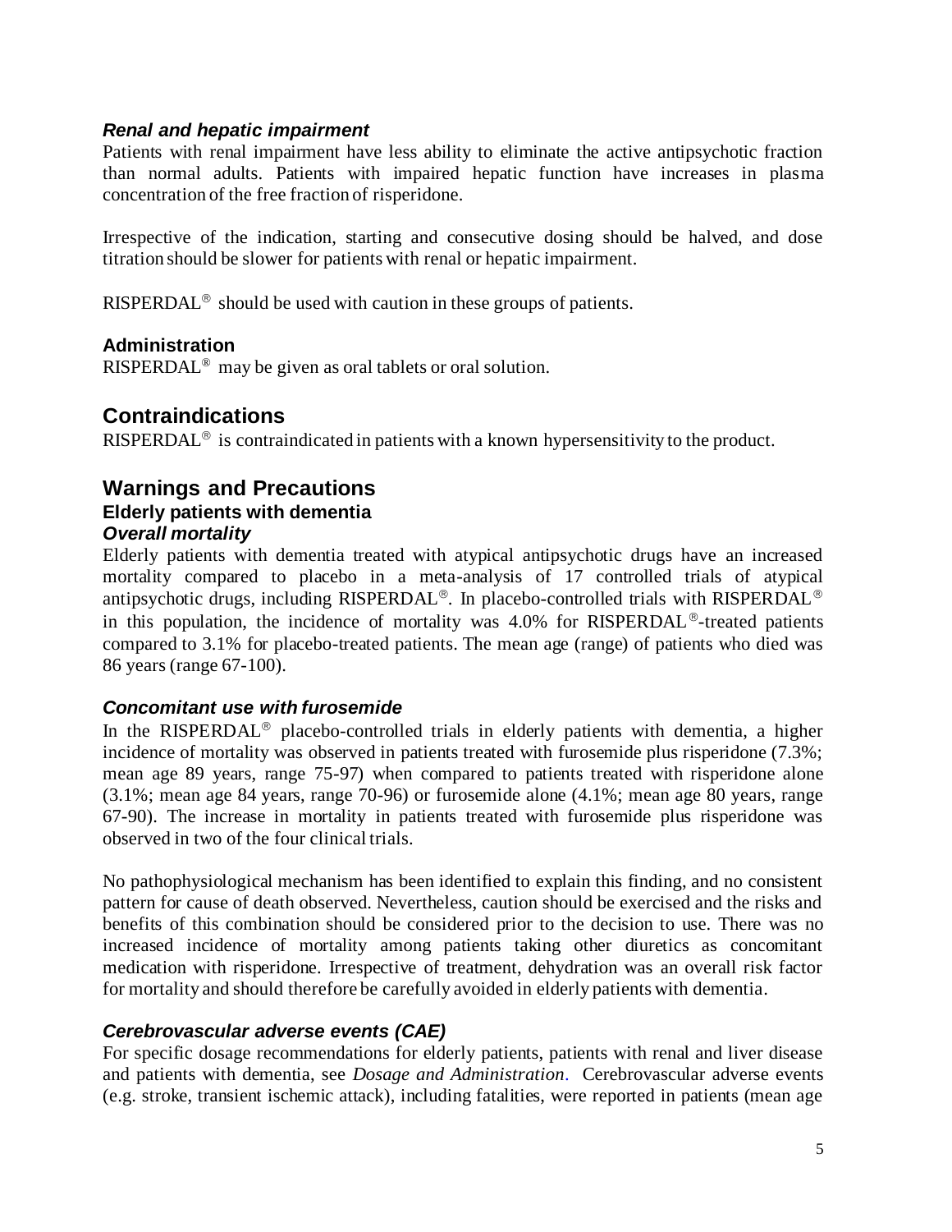### *Renal and hepatic impairment*

Patients with renal impairment have less ability to eliminate the active antipsychotic fraction than normal adults. Patients with impaired hepatic function have increases in plasma concentration of the free fraction of risperidone.

Irrespective of the indication, starting and consecutive dosing should be halved, and dose titration should be slower for patients with renal or hepatic impairment.

RISPERDAL® should be used with caution in these groups of patients.

### Administration

RISPERDAL® may be given as oral tablets or oral solution.

## Contraindications

RISPERDAL® is contraindicated in patients with a known hypersensitivity to the product.

## Warnings and Precautions

### Elderly patients with dementia

#### *Overall mortality*

Elderly patients with dementia treated with atypical antipsychotic drugs have an increased mortality compared to placebo in a meta-analysis of 17 controlled trials of atypical antipsychotic drugs, including RISPERDAL®. In placebo-controlled trials with RISPERDAL® in this population, the incidence of mortality was 4.0% for RISPERDAL®-treated patients compared to 3.1% for placebo-treated patients. The mean age (range) of patients who died was 86 years (range 67-100).

#### *Concomitant use with furosemide*

In the RISPERDAL® placebo-controlled trials in elderly patients with dementia, a higher incidence of mortality was observed in patients treated with furosemide plus risperidone (7.3%; mean age 89 years, range 75-97) when compared to patients treated with risperidone alone (3.1%; mean age 84 years, range 70-96) or furosemide alone (4.1%; mean age 80 years, range 67-90). The increase in mortality in patients treated with furosemide plus risperidone was observed in two of the four clinical trials.

No pathophysiological mechanism has been identified to explain this finding, and no consistent pattern for cause of death observed. Nevertheless, caution should be exercised and the risks and benefits of this combination should be considered prior to the decision to use. There was no increased incidence of mortality among patients taking other diuretics as concomitant medication with risperidone. Irrespective of treatment, dehydration was an overall risk factor for mortality and should therefore be carefully avoided in elderly patients with dementia.

#### *Cerebrovascular adverse events (CAE)*

For specific dosage recommendations for elderly patients, patients with renal and liver disease and patients with dementia, see *Dosage and Administration*. Cerebrovascular adverse events (e.g. stroke, transient ischemic attack), including fatalities, were reported in patients (mean age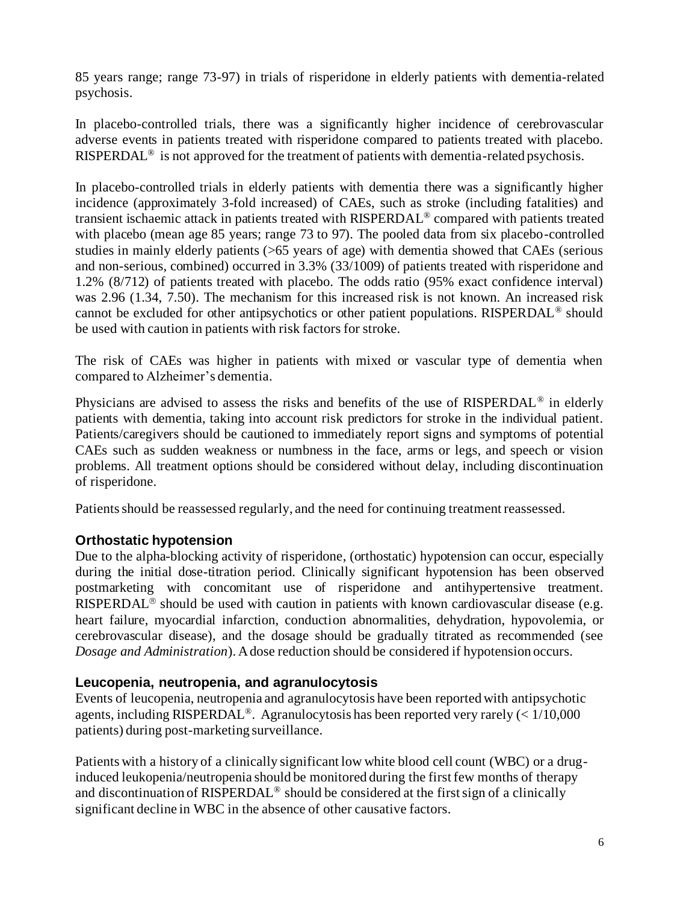85 years range; range 73-97) in trials of risperidone in elderly patients with dementia-related psychosis.

In placebo-controlled trials, there was a significantly higher incidence of cerebrovascular adverse events in patients treated with risperidone compared to patients treated with placebo. RISPERDAL® is not approved for the treatment of patients with dementia-related psychosis.

In placebo-controlled trials in elderly patients with dementia there was a significantly higher incidence (approximately 3-fold increased) of CAEs, such as stroke (including fatalities) and transient ischaemic attack in patients treated with RISPERDAL® compared with patients treated with placebo (mean age 85 years; range 73 to 97). The pooled data from six placebo-controlled studies in mainly elderly patients (>65 years of age) with dementia showed that CAEs (serious and non-serious, combined) occurred in 3.3% (33/1009) of patients treated with risperidone and 1.2% (8/712) of patients treated with placebo. The odds ratio (95% exact confidence interval) was 2.96 (1.34, 7.50). The mechanism for this increased risk is not known. An increased risk cannot be excluded for other antipsychotics or other patient populations. RISPERDAL® should be used with caution in patients with risk factors for stroke.

The risk of CAEs was higher in patients with mixed or vascular type of dementia when compared to Alzheimer's dementia.

Physicians are advised to assess the risks and benefits of the use of RISPERDAL® in elderly patients with dementia, taking into account risk predictors for stroke in the individual patient. Patients/caregivers should be cautioned to immediately report signs and symptoms of potential CAEs such as sudden weakness or numbness in the face, arms or legs, and speech or vision problems. All treatment options should be considered without delay, including discontinuation of risperidone.

Patients should be reassessed regularly, and the need for continuing treatment reassessed.

### Orthostatic hypotension

Due to the alpha-blocking activity of risperidone, (orthostatic) hypotension can occur, especially during the initial dose-titration period. Clinically significant hypotension has been observed postmarketing with concomitant use of risperidone and antihypertensive treatment. RISPERDAL® should be used with caution in patients with known cardiovascular disease (e.g. heart failure, myocardial infarction, conduction abnormalities, dehydration, hypovolemia, or cerebrovascular disease), and the dosage should be gradually titrated as recommended (see *Dosage and Administration*). A dose reduction should be considered if hypotension occurs.

### Leucopenia, neutropenia, and agranulocytosis

Events of leucopenia, neutropenia and agranulocytosis have been reported with antipsychotic agents, including RISPERDAL®. Agranulocytosis has been reported very rarely (< 1/10,000 patients) during post-marketing surveillance.

Patients with a history of a clinically significant low white blood cell count (WBC) or a drug-induced leukopenia/neutropenia should be monitored during the first few months of therapy and discontinuation of RISPERDAL® should be considered at the first sign of a clinically significant decline in WBC in the absence of other causative factors.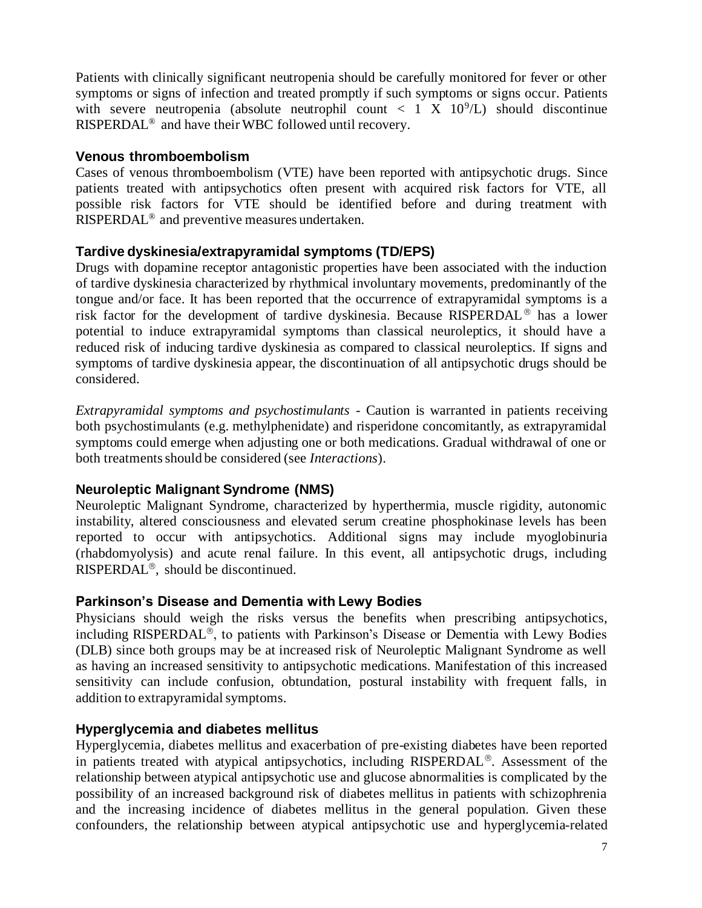Patients with clinically significant neutropenia should be carefully monitored for fever or other symptoms or signs of infection and treated promptly if such symptoms or signs occur. Patients with severe neutropenia (absolute neutrophil count $< 1 \text{ X } 10^9$/L) should discontinue RISPERDAL® and have their WBC followed until recovery.

### Venous thromboembolism

Cases of venous thromboembolism (VTE) have been reported with antipsychotic drugs. Since patients treated with antipsychotics often present with acquired risk factors for VTE, all possible risk factors for VTE should be identified before and during treatment with RISPERDAL® and preventive measures undertaken.

### Tardive dyskinesia/extrapyramidal symptoms (TD/EPS)

Drugs with dopamine receptor antagonistic properties have been associated with the induction of tardive dyskinesia characterized by rhythmical involuntary movements, predominantly of the tongue and/or face. It has been reported that the occurrence of extrapyramidal symptoms is a risk factor for the development of tardive dyskinesia. Because RISPERDAL® has a lower potential to induce extrapyramidal symptoms than classical neuroleptics, it should have a reduced risk of inducing tardive dyskinesia as compared to classical neuroleptics. If signs and symptoms of tardive dyskinesia appear, the discontinuation of all antipsychotic drugs should be considered.

*Extrapyramidal symptoms and psychostimulants* - Caution is warranted in patients receiving both psychostimulants (e.g. methylphenidate) and risperidone concomitantly, as extrapyramidal symptoms could emerge when adjusting one or both medications. Gradual withdrawal of one or both treatments should be considered (see *Interactions*).

### Neuroleptic Malignant Syndrome (NMS)

Neuroleptic Malignant Syndrome, characterized by hyperthermia, muscle rigidity, autonomic instability, altered consciousness and elevated serum creatine phosphokinase levels has been reported to occur with antipsychotics. Additional signs may include myoglobinuria (rhabdomyolysis) and acute renal failure. In this event, all antipsychotic drugs, including RISPERDAL®, should be discontinued.

### Parkinson's Disease and Dementia with Lewy Bodies

Physicians should weigh the risks versus the benefits when prescribing antipsychotics, including RISPERDAL®, to patients with Parkinson's Disease or Dementia with Lewy Bodies (DLB) since both groups may be at increased risk of Neuroleptic Malignant Syndrome as well as having an increased sensitivity to antipsychotic medications. Manifestation of this increased sensitivity can include confusion, obtundation, postural instability with frequent falls, in addition to extrapyramidal symptoms.

### Hyperglycemia and diabetes mellitus

Hyperglycemia, diabetes mellitus and exacerbation of pre-existing diabetes have been reported in patients treated with atypical antipsychotics, including RISPERDAL®. Assessment of the relationship between atypical antipsychotic use and glucose abnormalities is complicated by the possibility of an increased background risk of diabetes mellitus in patients with schizophrenia and the increasing incidence of diabetes mellitus in the general population. Given these confounders, the relationship between atypical antipsychotic use and hyperglycemia-related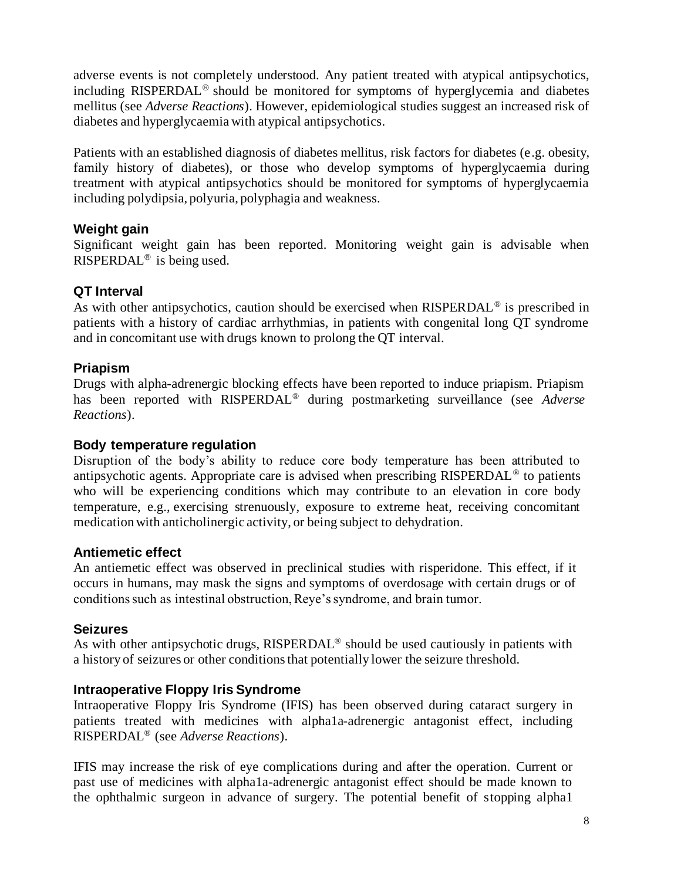adverse events is not completely understood. Any patient treated with atypical antipsychotics, including RISPERDAL® should be monitored for symptoms of hyperglycemia and diabetes mellitus (see *Adverse Reactions*). However, epidemiological studies suggest an increased risk of diabetes and hyperglycaemia with atypical antipsychotics.

Patients with an established diagnosis of diabetes mellitus, risk factors for diabetes (e.g. obesity, family history of diabetes), or those who develop symptoms of hyperglycaemia during treatment with atypical antipsychotics should be monitored for symptoms of hyperglycaemia including polydipsia, polyuria, polyphagia and weakness.

### Weight gain

Significant weight gain has been reported. Monitoring weight gain is advisable when RISPERDAL® is being used.

### QT Interval

As with other antipsychotics, caution should be exercised when RISPERDAL® is prescribed in patients with a history of cardiac arrhythmias, in patients with congenital long QT syndrome and in concomitant use with drugs known to prolong the QT interval.

### Priapism

Drugs with alpha-adrenergic blocking effects have been reported to induce priapism. Priapism has been reported with RISPERDAL® during postmarketing surveillance (see *Adverse Reactions*).

### Body temperature regulation

Disruption of the body's ability to reduce core body temperature has been attributed to antipsychotic agents. Appropriate care is advised when prescribing RISPERDAL® to patients who will be experiencing conditions which may contribute to an elevation in core body temperature, e.g., exercising strenuously, exposure to extreme heat, receiving concomitant medication with anticholinergic activity, or being subject to dehydration.

### Antiemetic effect

An antiemetic effect was observed in preclinical studies with risperidone. This effect, if it occurs in humans, may mask the signs and symptoms of overdosage with certain drugs or of conditions such as intestinal obstruction, Reye's syndrome, and brain tumor.

### Seizures

As with other antipsychotic drugs, RISPERDAL® should be used cautiously in patients with a history of seizures or other conditions that potentially lower the seizure threshold.

### Intraoperative Floppy Iris Syndrome

Intraoperative Floppy Iris Syndrome (IFIS) has been observed during cataract surgery in patients treated with medicines with alpha1a-adrenergic antagonist effect, including RISPERDAL® (see *Adverse Reactions*).

IFIS may increase the risk of eye complications during and after the operation. Current or past use of medicines with alpha1a-adrenergic antagonist effect should be made known to the ophthalmic surgeon in advance of surgery. The potential benefit of stopping alpha1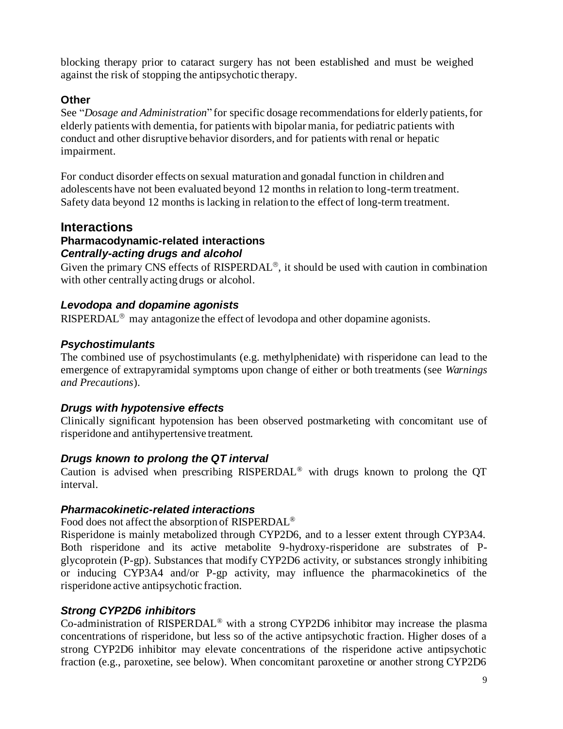blocking therapy prior to cataract surgery has not been established and must be weighed against the risk of stopping the antipsychotic therapy.

### Other

See "*Dosage and Administration*" for specific dosage recommendations for elderly patients, for elderly patients with dementia, for patients with bipolar mania, for pediatric patients with conduct and other disruptive behavior disorders, and for patients with renal or hepatic impairment.

For conduct disorder effects on sexual maturation and gonadal function in children and adolescents have not been evaluated beyond 12 months in relation to long-term treatment. Safety data beyond 12 months is lacking in relation to the effect of long-term treatment.

## Interactions

### Pharmacodynamic-related interactions

#### *Centrally-acting drugs and alcohol*

Given the primary CNS effects of RISPERDAL®, it should be used with caution in combination with other centrally acting drugs or alcohol.

#### *Levodopa and dopamine agonists*

RISPERDAL® may antagonize the effect of levodopa and other dopamine agonists.

#### *Psychostimulants*

The combined use of psychostimulants (e.g. methylphenidate) with risperidone can lead to the emergence of extrapyramidal symptoms upon change of either or both treatments (see *Warnings and Precautions*).

#### *Drugs with hypotensive effects*

Clinically significant hypotension has been observed postmarketing with concomitant use of risperidone and antihypertensive treatment.

#### *Drugs known to prolong the QT interval*

Caution is advised when prescribing RISPERDAL® with drugs known to prolong the QT interval.

#### *Pharmacokinetic-related interactions*

Food does not affect the absorption of RISPERDAL®

Risperidone is mainly metabolized through CYP2D6, and to a lesser extent through CYP3A4. Both risperidone and its active metabolite 9-hydroxy-risperidone are substrates of P-glycoprotein (P-gp). Substances that modify CYP2D6 activity, or substances strongly inhibiting or inducing CYP3A4 and/or P-gp activity, may influence the pharmacokinetics of the risperidone active antipsychotic fraction.

#### *Strong CYP2D6 inhibitors*

Co-administration of RISPERDAL® with a strong CYP2D6 inhibitor may increase the plasma concentrations of risperidone, but less so of the active antipsychotic fraction. Higher doses of a strong CYP2D6 inhibitor may elevate concentrations of the risperidone active antipsychotic fraction (e.g., paroxetine, see below). When concomitant paroxetine or another strong CYP2D6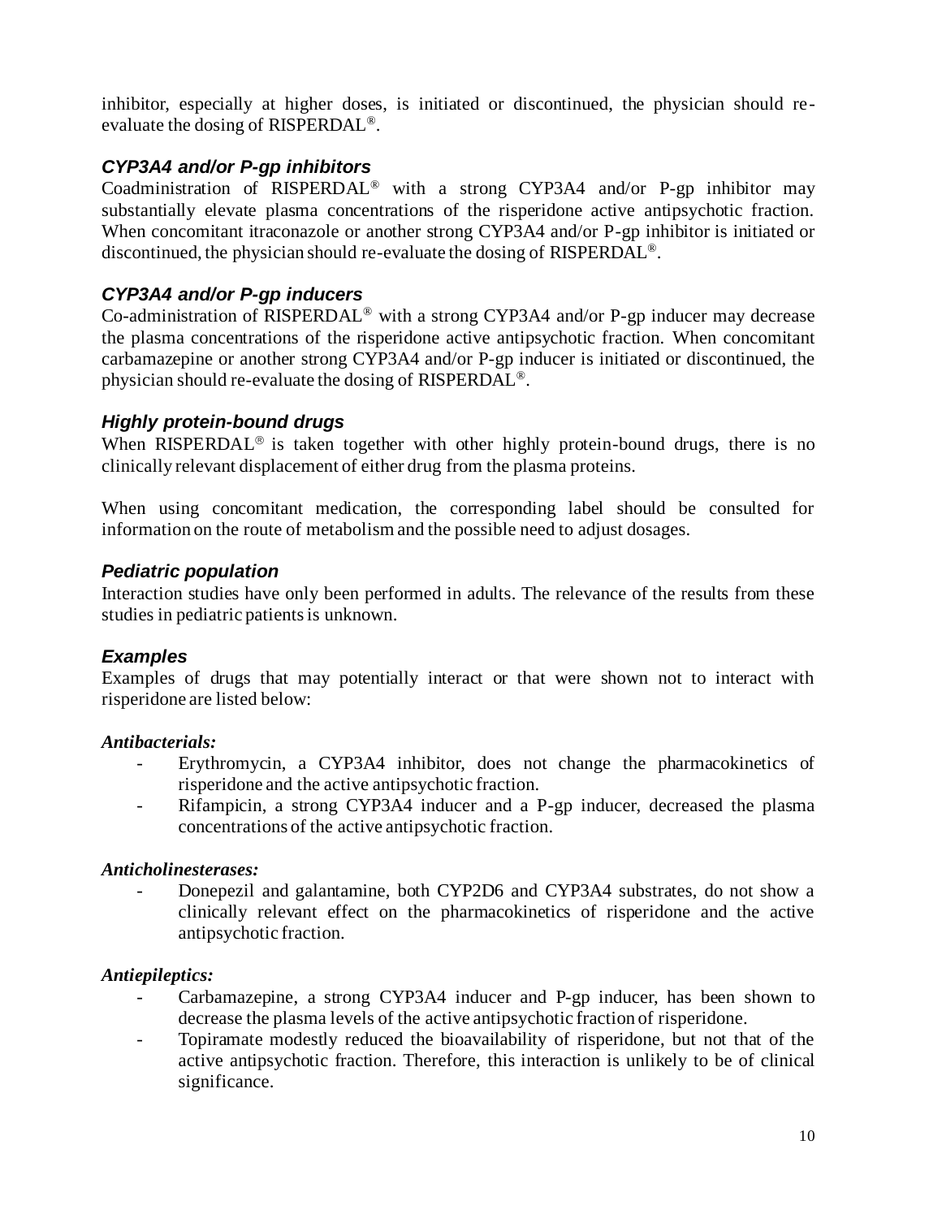inhibitor, especially at higher doses, is initiated or discontinued, the physician should re-evaluate the dosing of RISPERDAL®.

### *CYP3A4 and/or P-gp inhibitors*

Coadministration of RISPERDAL® with a strong CYP3A4 and/or P-gp inhibitor may substantially elevate plasma concentrations of the risperidone active antipsychotic fraction. When concomitant itraconazole or another strong CYP3A4 and/or P-gp inhibitor is initiated or discontinued, the physician should re-evaluate the dosing of RISPERDAL®.

### *CYP3A4 and/or P-gp inducers*

Co-administration of RISPERDAL® with a strong CYP3A4 and/or P-gp inducer may decrease the plasma concentrations of the risperidone active antipsychotic fraction. When concomitant carbamazepine or another strong CYP3A4 and/or P-gp inducer is initiated or discontinued, the physician should re-evaluate the dosing of RISPERDAL®.

### *Highly protein-bound drugs*

When RISPERDAL® is taken together with other highly protein-bound drugs, there is no clinically relevant displacement of either drug from the plasma proteins.

When using concomitant medication, the corresponding label should be consulted for information on the route of metabolism and the possible need to adjust dosages.

### *Pediatric population*

Interaction studies have only been performed in adults. The relevance of the results from these studies in pediatric patients is unknown.

### *Examples*

Examples of drugs that may potentially interact or that were shown not to interact with risperidone are listed below:

***Antibacterials:***

- Erythromycin, a CYP3A4 inhibitor, does not change the pharmacokinetics of risperidone and the active antipsychotic fraction.
- Rifampicin, a strong CYP3A4 inducer and a P-gp inducer, decreased the plasma concentrations of the active antipsychotic fraction.

***Anticholinesterases:***

- Donepezil and galantamine, both CYP2D6 and CYP3A4 substrates, do not show a clinically relevant effect on the pharmacokinetics of risperidone and the active antipsychotic fraction.

***Antiepileptics:***

- Carbamazepine, a strong CYP3A4 inducer and P-gp inducer, has been shown to decrease the plasma levels of the active antipsychotic fraction of risperidone.
- Topiramate modestly reduced the bioavailability of risperidone, but not that of the active antipsychotic fraction. Therefore, this interaction is unlikely to be of clinical significance.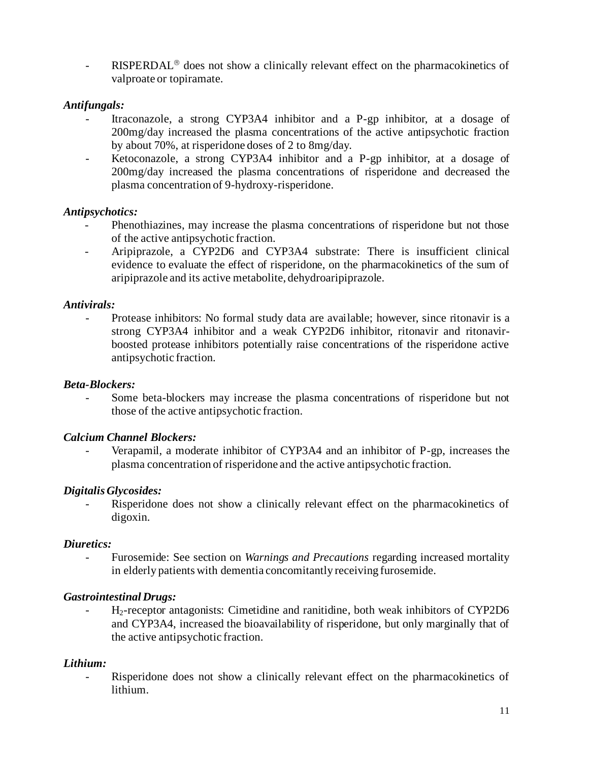- RISPERDAL® does not show a clinically relevant effect on the pharmacokinetics of valproate or topiramate.

***Antifungals:***

- Itraconazole, a strong CYP3A4 inhibitor and a P-gp inhibitor, at a dosage of 200mg/day increased the plasma concentrations of the active antipsychotic fraction by about 70%, at risperidone doses of 2 to 8mg/day.
- Ketoconazole, a strong CYP3A4 inhibitor and a P-gp inhibitor, at a dosage of 200mg/day increased the plasma concentrations of risperidone and decreased the plasma concentration of 9-hydroxy-risperidone.

***Antipsychotics:***

- Phenothiazines, may increase the plasma concentrations of risperidone but not those of the active antipsychotic fraction.
- Aripiprazole, a CYP2D6 and CYP3A4 substrate: There is insufficient clinical evidence to evaluate the effect of risperidone, on the pharmacokinetics of the sum of aripiprazole and its active metabolite, dehydroaripiprazole.

***Antivirals:***

- Protease inhibitors: No formal study data are available; however, since ritonavir is a strong CYP3A4 inhibitor and a weak CYP2D6 inhibitor, ritonavir and ritonavir-boosted protease inhibitors potentially raise concentrations of the risperidone active antipsychotic fraction.

***Beta-Blockers:***

- Some beta-blockers may increase the plasma concentrations of risperidone but not those of the active antipsychotic fraction.

***Calcium Channel Blockers:***

- Verapamil, a moderate inhibitor of CYP3A4 and an inhibitor of P-gp, increases the plasma concentration of risperidone and the active antipsychotic fraction.

***Digitalis Glycosides:***

- Risperidone does not show a clinically relevant effect on the pharmacokinetics of digoxin.

***Diuretics:***

- Furosemide: See section on *Warnings and Precautions* regarding increased mortality in elderly patients with dementia concomitantly receiving furosemide.

***Gastrointestinal Drugs:***

- $H_2$-receptor antagonists: Cimetidine and ranitidine, both weak inhibitors of CYP2D6 and CYP3A4, increased the bioavailability of risperidone, but only marginally that of the active antipsychotic fraction.

***Lithium:***

- Risperidone does not show a clinically relevant effect on the pharmacokinetics of lithium.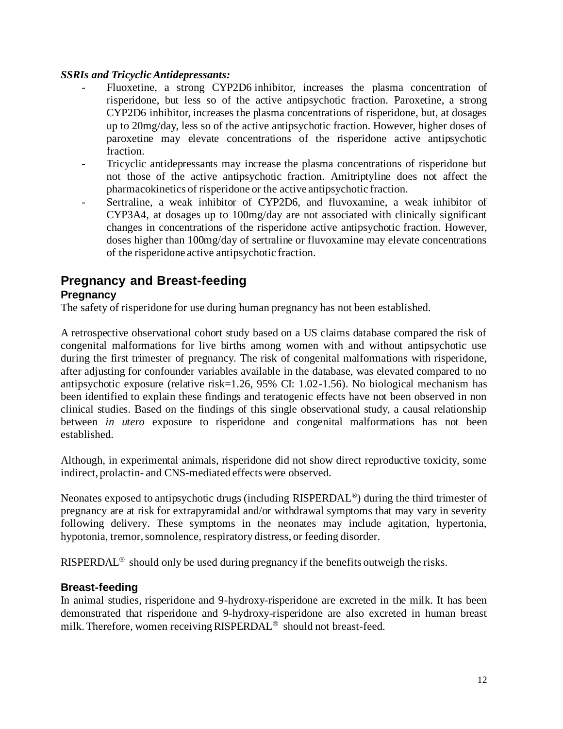***SSRIs and Tricyclic Antidepressants:***

- Fluoxetine, a strong CYP2D6 inhibitor, increases the plasma concentration of risperidone, but less so of the active antipsychotic fraction. Paroxetine, a strong CYP2D6 inhibitor, increases the plasma concentrations of risperidone, but, at dosages up to 20mg/day, less so of the active antipsychotic fraction. However, higher doses of paroxetine may elevate concentrations of the risperidone active antipsychotic fraction.
- Tricyclic antidepressants may increase the plasma concentrations of risperidone but not those of the active antipsychotic fraction. Amitriptyline does not affect the pharmacokinetics of risperidone or the active antipsychotic fraction.
- Sertraline, a weak inhibitor of CYP2D6, and fluvoxamine, a weak inhibitor of CYP3A4, at dosages up to 100mg/day are not associated with clinically significant changes in concentrations of the risperidone active antipsychotic fraction. However, doses higher than 100mg/day of sertraline or fluvoxamine may elevate concentrations of the risperidone active antipsychotic fraction.

## Pregnancy and Breast-feeding

### Pregnancy

The safety of risperidone for use during human pregnancy has not been established.

A retrospective observational cohort study based on a US claims database compared the risk of congenital malformations for live births among women with and without antipsychotic use during the first trimester of pregnancy. The risk of congenital malformations with risperidone, after adjusting for confounder variables available in the database, was elevated compared to no antipsychotic exposure (relative risk=1.26, 95% CI: 1.02-1.56). No biological mechanism has been identified to explain these findings and teratogenic effects have not been observed in non clinical studies. Based on the findings of this single observational study, a causal relationship between *in utero* exposure to risperidone and congenital malformations has not been established.

Although, in experimental animals, risperidone did not show direct reproductive toxicity, some indirect, prolactin- and CNS-mediated effects were observed.

Neonates exposed to antipsychotic drugs (including RISPERDAL®) during the third trimester of pregnancy are at risk for extrapyramidal and/or withdrawal symptoms that may vary in severity following delivery. These symptoms in the neonates may include agitation, hypertonia, hypotonia, tremor, somnolence, respiratory distress, or feeding disorder.

RISPERDAL® should only be used during pregnancy if the benefits outweigh the risks.

### Breast-feeding

In animal studies, risperidone and 9-hydroxy-risperidone are excreted in the milk. It has been demonstrated that risperidone and 9-hydroxy-risperidone are also excreted in human breast milk. Therefore, women receiving RISPERDAL® should not breast-feed.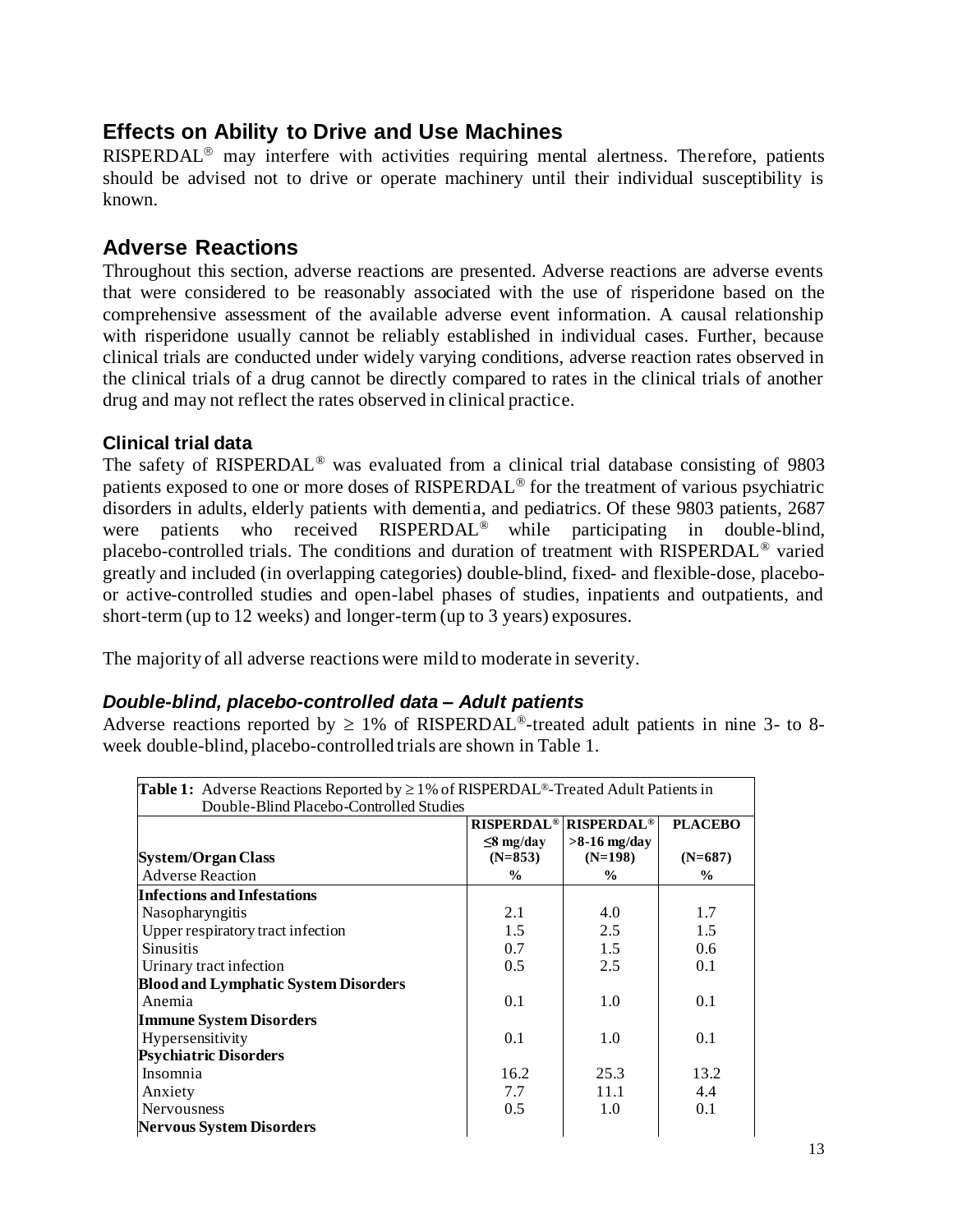## Effects on Ability to Drive and Use Machines

RISPERDAL® may interfere with activities requiring mental alertness. Therefore, patients should be advised not to drive or operate machinery until their individual susceptibility is known.

## Adverse Reactions

Throughout this section, adverse reactions are presented. Adverse reactions are adverse events that were considered to be reasonably associated with the use of risperidone based on the comprehensive assessment of the available adverse event information. A causal relationship with risperidone usually cannot be reliably established in individual cases. Further, because clinical trials are conducted under widely varying conditions, adverse reaction rates observed in the clinical trials of a drug cannot be directly compared to rates in the clinical trials of another drug and may not reflect the rates observed in clinical practice.

### Clinical trial data

The safety of RISPERDAL® was evaluated from a clinical trial database consisting of 9803 patients exposed to one or more doses of RISPERDAL® for the treatment of various psychiatric disorders in adults, elderly patients with dementia, and pediatrics. Of these 9803 patients, 2687 were patients who received RISPERDAL® while participating in double-blind, placebo-controlled trials. The conditions and duration of treatment with RISPERDAL® varied greatly and included (in overlapping categories) double-blind, fixed- and flexible-dose, placebo- or active-controlled studies and open-label phases of studies, inpatients and outpatients, and short-term (up to 12 weeks) and longer-term (up to 3 years) exposures.

The majority of all adverse reactions were mild to moderate in severity.

### *Double-blind, placebo-controlled data – Adult patients*

Adverse reactions reported by ≥ 1% of RISPERDAL®-treated adult patients in nine 3- to 8-week double-blind, placebo-controlled trials are shown in Table 1.

**Table 1:** Adverse Reactions Reported by ≥ 1% of RISPERDAL®-Treated Adult Patients in Double-Blind Placebo-Controlled Studies

| System/Organ Class<br>Adverse Reaction | RISPERDAL® ≤8 mg/day (N=853)<br>% | RISPERDAL® >8-16 mg/day (N=198)<br>% | PLACEBO (N=687)<br>% |
|---|---|---|---|
| **Infections and Infestations** | | | |
| Nasopharyngitis | 2.1 | 4.0 | 1.7 |
| Upper respiratory tract infection | 1.5 | 2.5 | 1.5 |
| Sinusitis | 0.7 | 1.5 | 0.6 |
| Urinary tract infection | 0.5 | 2.5 | 0.1 |
| **Blood and Lymphatic System Disorders** | | | |
| Anemia | 0.1 | 1.0 | 0.1 |
| **Immune System Disorders** | | | |
| Hypersensitivity | 0.1 | 1.0 | 0.1 |
| **Psychiatric Disorders** | | | |
| Insomnia | 16.2 | 25.3 | 13.2 |
| Anxiety | 7.7 | 11.1 | 4.4 |
| Nervousness | 0.5 | 1.0 | 0.1 |
| **Nervous System Disorders** | | | |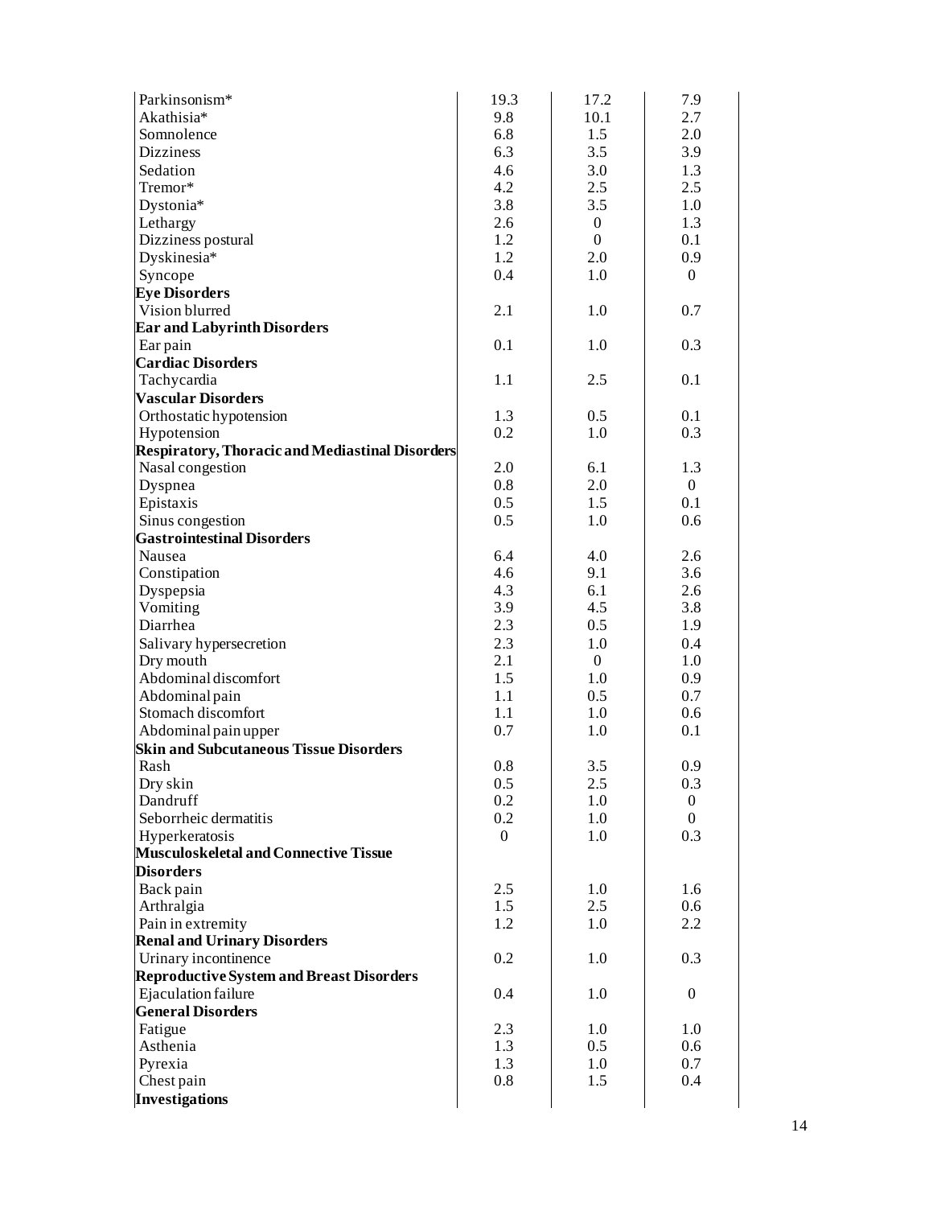| | | | |
|---|---|---|---|
| Parkinsonism* | 19.3 | 17.2 | 7.9 |
| Akathisia* | 9.8 | 10.1 | 2.7 |
| Somnolence | 6.8 | 1.5 | 2.0 |
| Dizziness | 6.3 | 3.5 | 3.9 |
| Sedation | 4.6 | 3.0 | 1.3 |
| Tremor* | 4.2 | 2.5 | 2.5 |
| Dystonia* | 3.8 | 3.5 | 1.0 |
| Lethargy | 2.6 | 0 | 1.3 |
| Dizziness postural | 1.2 | 0 | 0.1 |
| Dyskinesia* | 1.2 | 2.0 | 0.9 |
| Syncope | 0.4 | 1.0 | 0 |
| **Eye Disorders** | | | |
| Vision blurred | 2.1 | 1.0 | 0.7 |
| **Ear and Labyrinth Disorders** | | | |
| Ear pain | 0.1 | 1.0 | 0.3 |
| **Cardiac Disorders** | | | |
| Tachycardia | 1.1 | 2.5 | 0.1 |
| **Vascular Disorders** | | | |
| Orthostatic hypotension | 1.3 | 0.5 | 0.1 |
| Hypotension | 0.2 | 1.0 | 0.3 |
| **Respiratory, Thoracic and Mediastinal Disorders** | | | |
| Nasal congestion | 2.0 | 6.1 | 1.3 |
| Dyspnea | 0.8 | 2.0 | 0 |
| Epistaxis | 0.5 | 1.5 | 0.1 |
| Sinus congestion | 0.5 | 1.0 | 0.6 |
| **Gastrointestinal Disorders** | | | |
| Nausea | 6.4 | 4.0 | 2.6 |
| Constipation | 4.6 | 9.1 | 3.6 |
| Dyspepsia | 4.3 | 6.1 | 2.6 |
| Vomiting | 3.9 | 4.5 | 3.8 |
| Diarrhea | 2.3 | 0.5 | 1.9 |
| Salivary hypersecretion | 2.3 | 1.0 | 0.4 |
| Dry mouth | 2.1 | 0 | 1.0 |
| Abdominal discomfort | 1.5 | 1.0 | 0.9 |
| Abdominal pain | 1.1 | 0.5 | 0.7 |
| Stomach discomfort | 1.1 | 1.0 | 0.6 |
| Abdominal pain upper | 0.7 | 1.0 | 0.1 |
| **Skin and Subcutaneous Tissue Disorders** | | | |
| Rash | 0.8 | 3.5 | 0.9 |
| Dry skin | 0.5 | 2.5 | 0.3 |
| Dandruff | 0.2 | 1.0 | 0 |
| Seborrheic dermatitis | 0.2 | 1.0 | 0 |
| Hyperkeratosis | 0 | 1.0 | 0.3 |
| **Musculoskeletal and Connective Tissue Disorders** | | | |
| Back pain | 2.5 | 1.0 | 1.6 |
| Arthralgia | 1.5 | 2.5 | 0.6 |
| Pain in extremity | 1.2 | 1.0 | 2.2 |
| **Renal and Urinary Disorders** | | | |
| Urinary incontinence | 0.2 | 1.0 | 0.3 |
| **Reproductive System and Breast Disorders** | | | |
| Ejaculation failure | 0.4 | 1.0 | 0 |
| **General Disorders** | | | |
| Fatigue | 2.3 | 1.0 | 1.0 |
| Asthenia | 1.3 | 0.5 | 0.6 |
| Pyrexia | 1.3 | 1.0 | 0.7 |
| Chest pain | 0.8 | 1.5 | 0.4 |
| **Investigations** | | | |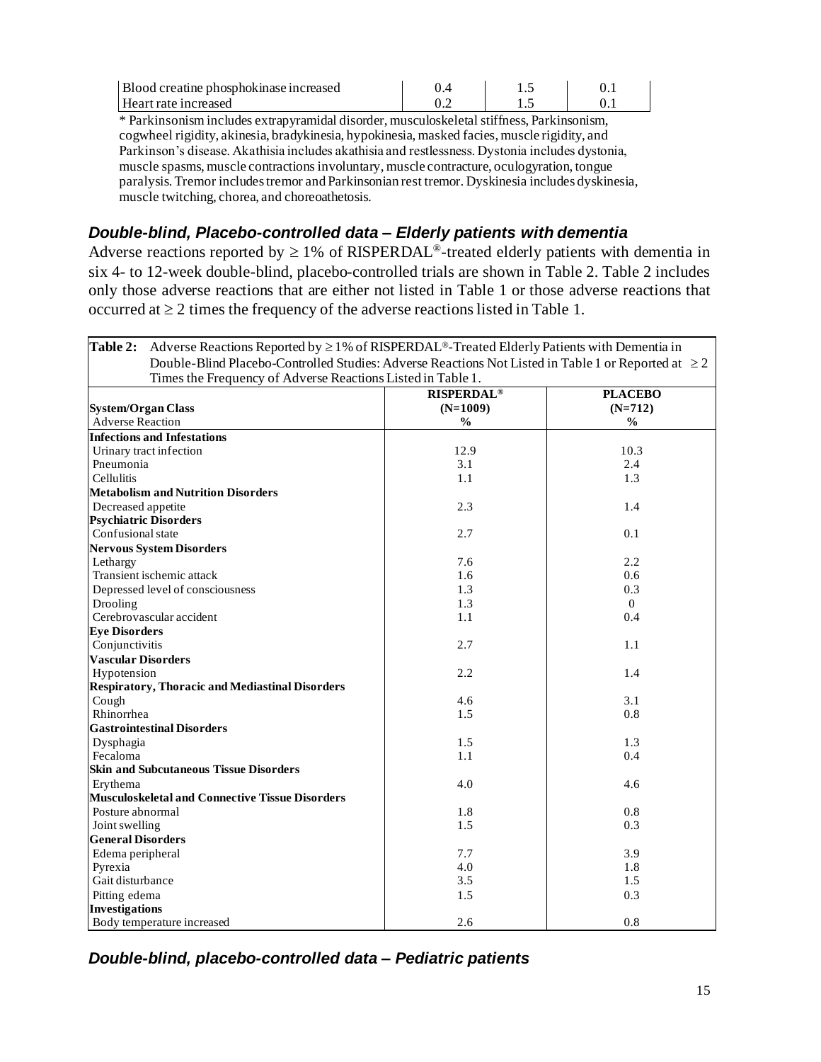| Blood creatine phosphokinase increased | 0.4 | 1.5 | 0.1 |
|---|---|---|---|
| Heart rate increased | 0.2 | 1.5 | 0.1 |

* Parkinsonism includes extrapyramidal disorder, musculoskeletal stiffness, Parkinsonism, cogwheel rigidity, akinesia, bradykinesia, hypokinesia, masked facies, muscle rigidity, and Parkinson's disease. Akathisia includes akathisia and restlessness. Dystonia includes dystonia, muscle spasms, muscle contractions involuntary, muscle contracture, oculogyration, tongue paralysis. Tremor includes tremor and Parkinsonian rest tremor. Dyskinesia includes dyskinesia, muscle twitching, chorea, and choreoathetosis.

### *Double-blind, Placebo-controlled data – Elderly patients with dementia*

Adverse reactions reported by ≥ 1% of RISPERDAL®-treated elderly patients with dementia in six 4- to 12-week double-blind, placebo-controlled trials are shown in Table 2. Table 2 includes only those adverse reactions that are either not listed in Table 1 or those adverse reactions that occurred at ≥ 2 times the frequency of the adverse reactions listed in Table 1.

**Table 2:** Adverse Reactions Reported by ≥ 1% of RISPERDAL®-Treated Elderly Patients with Dementia in Double-Blind Placebo-Controlled Studies: Adverse Reactions Not Listed in Table 1 or Reported at ≥ 2 Times the Frequency of Adverse Reactions Listed in Table 1.

| System/Organ Class<br>Adverse Reaction | RISPERDAL®<br>(N=1009)<br>% | PLACEBO<br>(N=712)<br>% |
|---|---|---|
| **Infections and Infestations** | | |
| Urinary tract infection | 12.9 | 10.3 |
| Pneumonia | 3.1 | 2.4 |
| Cellulitis | 1.1 | 1.3 |
| **Metabolism and Nutrition Disorders** | | |
| Decreased appetite | 2.3 | 1.4 |
| **Psychiatric Disorders** | | |
| Confusional state | 2.7 | 0.1 |
| **Nervous System Disorders** | | |
| Lethargy | 7.6 | 2.2 |
| Transient ischemic attack | 1.6 | 0.6 |
| Depressed level of consciousness | 1.3 | 0.3 |
| Drooling | 1.3 | 0 |
| Cerebrovascular accident | 1.1 | 0.4 |
| **Eye Disorders** | | |
| Conjunctivitis | 2.7 | 1.1 |
| **Vascular Disorders** | | |
| Hypotension | 2.2 | 1.4 |
| **Respiratory, Thoracic and Mediastinal Disorders** | | |
| Cough | 4.6 | 3.1 |
| Rhinorrhea | 1.5 | 0.8 |
| **Gastrointestinal Disorders** | | |
| Dysphagia | 1.5 | 1.3 |
| Fecaloma | 1.1 | 0.4 |
| **Skin and Subcutaneous Tissue Disorders** | | |
| Erythema | 4.0 | 4.6 |
| **Musculoskeletal and Connective Tissue Disorders** | | |
| Posture abnormal | 1.8 | 0.8 |
| Joint swelling | 1.5 | 0.3 |
| **General Disorders** | | |
| Edema peripheral | 7.7 | 3.9 |
| Pyrexia | 4.0 | 1.8 |
| Gait disturbance | 3.5 | 1.5 |
| Pitting edema | 1.5 | 0.3 |
| **Investigations** | | |
| Body temperature increased | 2.6 | 0.8 |

### *Double-blind, placebo-controlled data – Pediatric patients*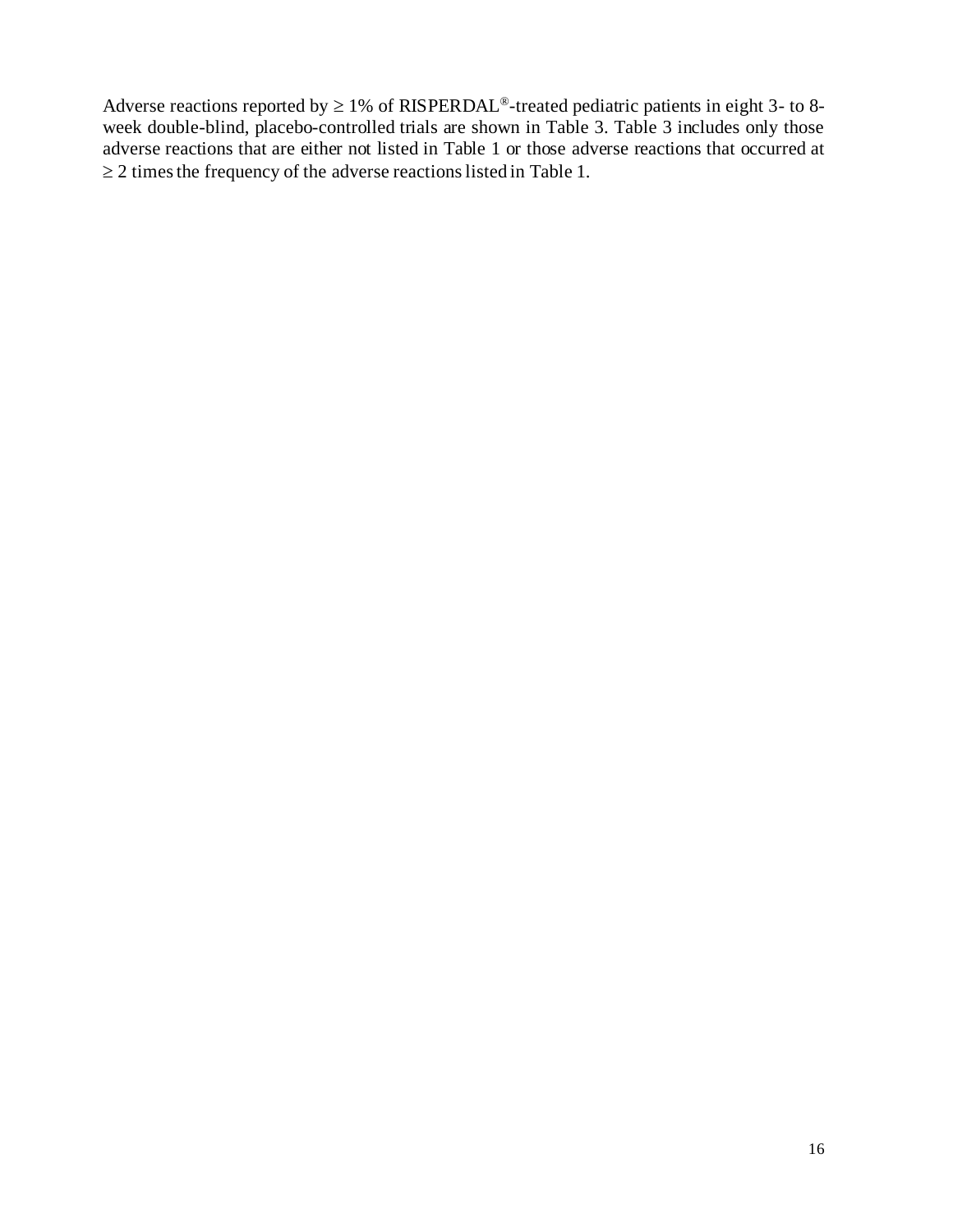Adverse reactions reported by ≥ 1% of RISPERDAL®-treated pediatric patients in eight 3- to 8-week double-blind, placebo-controlled trials are shown in Table 3. Table 3 includes only those adverse reactions that are either not listed in Table 1 or those adverse reactions that occurred at ≥ 2 times the frequency of the adverse reactions listed in Table 1.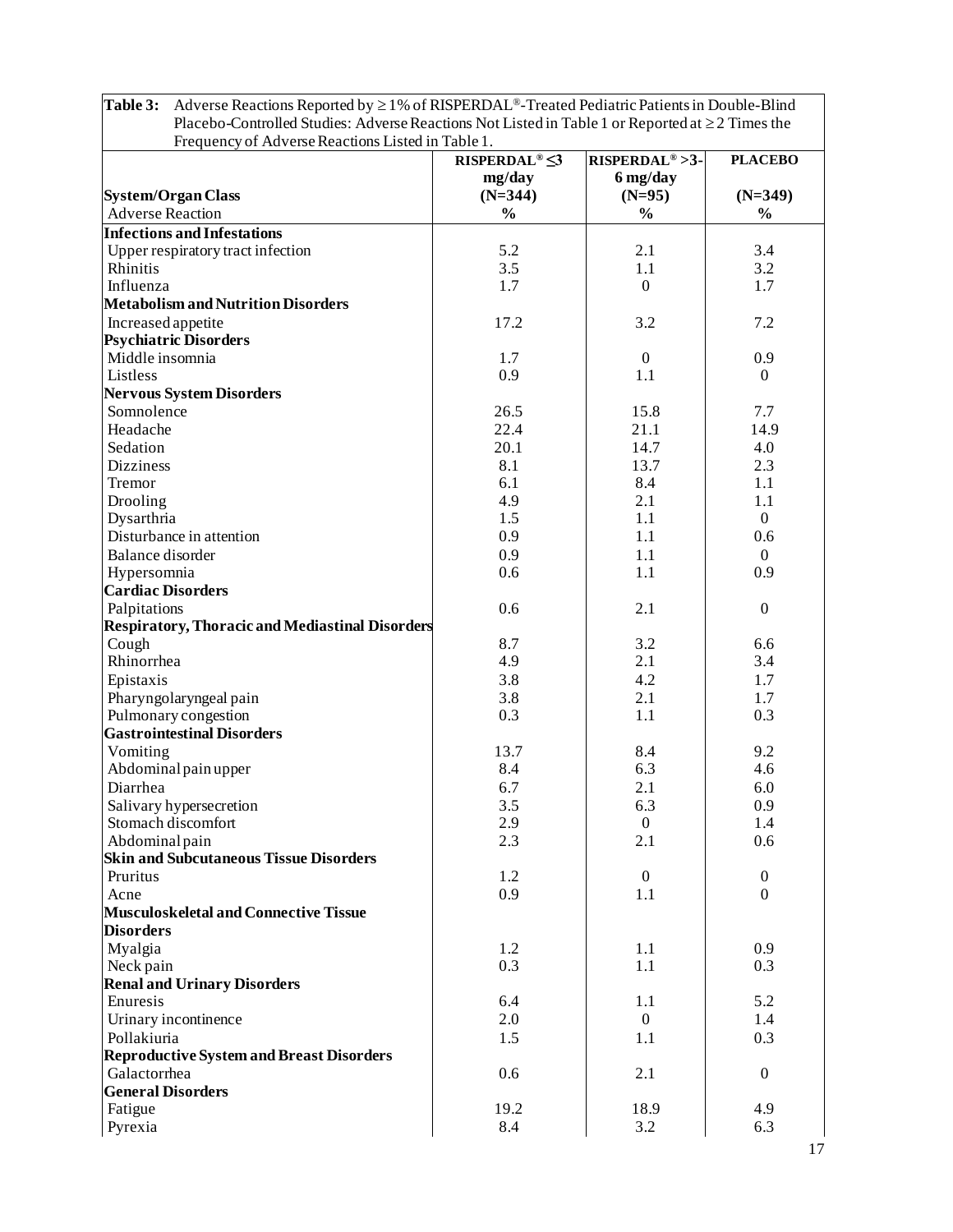**Table 3:** Adverse Reactions Reported by ≥ 1% of RISPERDAL®-Treated Pediatric Patients in Double-Blind Placebo-Controlled Studies: Adverse Reactions Not Listed in Table 1 or Reported at ≥ 2 Times the Frequency of Adverse Reactions Listed in Table 1.

| System/Organ Class<br>Adverse Reaction | RISPERDAL® ≤3 mg/day (N=344)<br>% | RISPERDAL® >3-6 mg/day (N=95)<br>% | PLACEBO (N=349)<br>% |
|---|---|---|---|
| **Infections and Infestations** | | | |
| Upper respiratory tract infection | 5.2 | 2.1 | 3.4 |
| Rhinitis | 3.5 | 1.1 | 3.2 |
| Influenza | 1.7 | 0 | 1.7 |
| **Metabolism and Nutrition Disorders** | | | |
| Increased appetite | 17.2 | 3.2 | 7.2 |
| **Psychiatric Disorders** | | | |
| Middle insomnia | 1.7 | 0 | 0.9 |
| Listless | 0.9 | 1.1 | 0 |
| **Nervous System Disorders** | | | |
| Somnolence | 26.5 | 15.8 | 7.7 |
| Headache | 22.4 | 21.1 | 14.9 |
| Sedation | 20.1 | 14.7 | 4.0 |
| Dizziness | 8.1 | 13.7 | 2.3 |
| Tremor | 6.1 | 8.4 | 1.1 |
| Drooling | 4.9 | 2.1 | 1.1 |
| Dysarthria | 1.5 | 1.1 | 0 |
| Disturbance in attention | 0.9 | 1.1 | 0.6 |
| Balance disorder | 0.9 | 1.1 | 0 |
| Hypersomnia | 0.6 | 1.1 | 0.9 |
| **Cardiac Disorders** | | | |
| Palpitations | 0.6 | 2.1 | 0 |
| **Respiratory, Thoracic and Mediastinal Disorders** | | | |
| Cough | 8.7 | 3.2 | 6.6 |
| Rhinorrhea | 4.9 | 2.1 | 3.4 |
| Epistaxis | 3.8 | 4.2 | 1.7 |
| Pharyngolaryngeal pain | 3.8 | 2.1 | 1.7 |
| Pulmonary congestion | 0.3 | 1.1 | 0.3 |
| **Gastrointestinal Disorders** | | | |
| Vomiting | 13.7 | 8.4 | 9.2 |
| Abdominal pain upper | 8.4 | 6.3 | 4.6 |
| Diarrhea | 6.7 | 2.1 | 6.0 |
| Salivary hypersecretion | 3.5 | 6.3 | 0.9 |
| Stomach discomfort | 2.9 | 0 | 1.4 |
| Abdominal pain | 2.3 | 2.1 | 0.6 |
| **Skin and Subcutaneous Tissue Disorders** | | | |
| Pruritus | 1.2 | 0 | 0 |
| Acne | 0.9 | 1.1 | 0 |
| **Musculoskeletal and Connective Tissue Disorders** | | | |
| Myalgia | 1.2 | 1.1 | 0.9 |
| Neck pain | 0.3 | 1.1 | 0.3 |
| **Renal and Urinary Disorders** | | | |
| Enuresis | 6.4 | 1.1 | 5.2 |
| Urinary incontinence | 2.0 | 0 | 1.4 |
| Pollakiuria | 1.5 | 1.1 | 0.3 |
| **Reproductive System and Breast Disorders** | | | |
| Galactorrhea | 0.6 | 2.1 | 0 |
| **General Disorders** | | | |
| Fatigue | 19.2 | 18.9 | 4.9 |
| Pyrexia | 8.4 | 3.2 | 6.3 |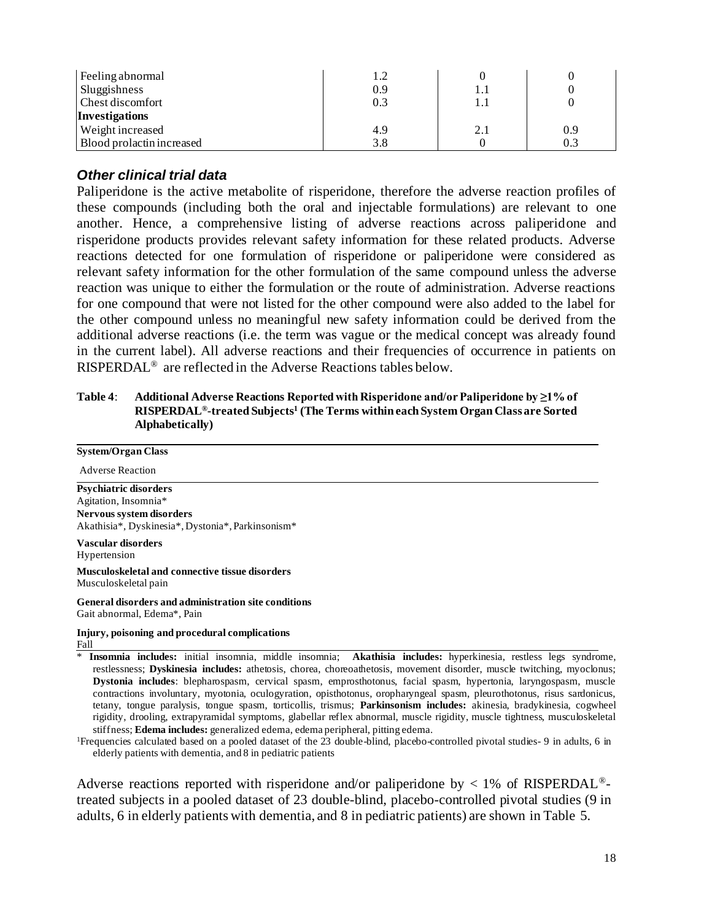| | | | |
|---|---|---|---|
| Feeling abnormal | 1.2 | 0 | 0 |
| Sluggishness | 0.9 | 1.1 | 0 |
| Chest discomfort | 0.3 | 1.1 | 0 |
| **Investigations** | | | |
| Weight increased | 4.9 | 2.1 | 0.9 |
| Blood prolactin increased | 3.8 | 0 | 0.3 |

### *Other clinical trial data*

Paliperidone is the active metabolite of risperidone, therefore the adverse reaction profiles of these compounds (including both the oral and injectable formulations) are relevant to one another. Hence, a comprehensive listing of adverse reactions across paliperidone and risperidone products provides relevant safety information for these related products. Adverse reactions detected for one formulation of risperidone or paliperidone were considered as relevant safety information for the other formulation of the same compound unless the adverse reaction was unique to either the formulation or the route of administration. Adverse reactions for one compound that were not listed for the other compound were also added to the label for the other compound unless no meaningful new safety information could be derived from the additional adverse reactions (i.e. the term was vague or the medical concept was already found in the current label). All adverse reactions and their frequencies of occurrence in patients on RISPERDAL® are reflected in the Adverse Reactions tables below.

**Table 4**: **Additional Adverse Reactions Reported with Risperidone and/or Paliperidone by ≥1% of RISPERDAL®-treated Subjects[1] (The Terms within each System Organ Class are Sorted Alphabetically)**

| **System/Organ Class**<br>Adverse Reaction |
|---|
| **Psychiatric disorders** |
| Agitation, Insomnia* |
| **Nervous system disorders** |
| Akathisia*, Dyskinesia*, Dystonia*, Parkinsonism* |
| **Vascular disorders** |
| Hypertension |
| **Musculoskeletal and connective tissue disorders** |
| Musculoskeletal pain |
| **General disorders and administration site conditions** |
| Gait abnormal, Edema*, Pain |
| **Injury, poisoning and procedural complications** |
| Fall |

\* **Insomnia includes:** initial insomnia, middle insomnia; **Akathisia includes:** hyperkinesia, restless legs syndrome, restlessness; **Dyskinesia includes:** athetosis, chorea, choreoathetosis, movement disorder, muscle twitching, myoclonus; **Dystonia includes**: blepharospasm, cervical spasm, emprosthotonus, facial spasm, hypertonia, laryngospasm, muscle contractions involuntary, myotonia, oculogyration, opisthotonus, oropharyngeal spasm, pleurothotonus, risus sardonicus, tetany, tongue paralysis, tongue spasm, torticollis, trismus; **Parkinsonism includes:** akinesia, bradykinesia, cogwheel rigidity, drooling, extrapyramidal symptoms, glabellar reflex abnormal, muscle rigidity, muscle tightness, musculoskeletal stiffness; **Edema includes:** generalized edema, edema peripheral, pitting edema.

[1]Frequencies calculated based on a pooled dataset of the 23 double-blind, placebo-controlled pivotal studies- 9 in adults, 6 in elderly patients with dementia, and 8 in pediatric patients

Adverse reactions reported with risperidone and/or paliperidone by < 1% of RISPERDAL®-treated subjects in a pooled dataset of 23 double-blind, placebo-controlled pivotal studies (9 in adults, 6 in elderly patients with dementia, and 8 in pediatric patients) are shown in Table 5.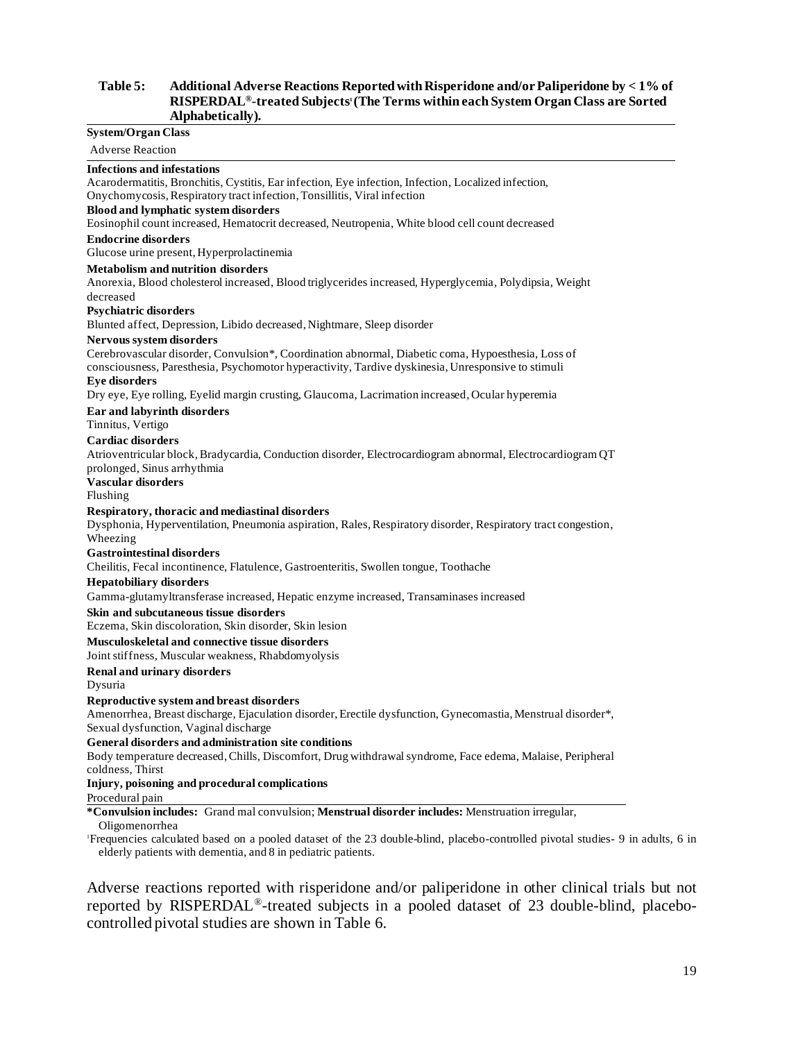**Table 5: Additional Adverse Reactions Reported with Risperidone and/or Paliperidone by < 1% of RISPERDAL®-treated Subjects[1] (The Terms within each System Organ Class are Sorted Alphabetically).**

| System/Organ Class<br>Adverse Reaction |
|---|
| **Infections and infestations** |
| Acarodermatitis, Bronchitis, Cystitis, Ear infection, Eye infection, Infection, Localized infection, Onychomycosis, Respiratory tract infection, Tonsillitis, Viral infection |
| **Blood and lymphatic system disorders** |
| Eosinophil count increased, Hematocrit decreased, Neutropenia, White blood cell count decreased |
| **Endocrine disorders** |
| Glucose urine present, Hyperprolactinemia |
| **Metabolism and nutrition disorders** |
| Anorexia, Blood cholesterol increased, Blood triglycerides increased, Hyperglycemia, Polydipsia, Weight decreased |
| **Psychiatric disorders** |
| Blunted affect, Depression, Libido decreased, Nightmare, Sleep disorder |
| **Nervous system disorders** |
| Cerebrovascular disorder, Convulsion*, Coordination abnormal, Diabetic coma, Hypoesthesia, Loss of consciousness, Paresthesia, Psychomotor hyperactivity, Tardive dyskinesia, Unresponsive to stimuli |
| **Eye disorders** |
| Dry eye, Eye rolling, Eyelid margin crusting, Glaucoma, Lacrimation increased, Ocular hyperemia |
| **Ear and labyrinth disorders** |
| Tinnitus, Vertigo |
| **Cardiac disorders** |
| Atrioventricular block, Bradycardia, Conduction disorder, Electrocardiogram abnormal, Electrocardiogram QT prolonged, Sinus arrhythmia |
| **Vascular disorders** |
| Flushing |
| **Respiratory, thoracic and mediastinal disorders** |
| Dysphonia, Hyperventilation, Pneumonia aspiration, Rales, Respiratory disorder, Respiratory tract congestion, Wheezing |
| **Gastrointestinal disorders** |
| Cheilitis, Fecal incontinence, Flatulence, Gastroenteritis, Swollen tongue, Toothache |
| **Hepatobiliary disorders** |
| Gamma-glutamyltransferase increased, Hepatic enzyme increased, Transaminases increased |
| **Skin and subcutaneous tissue disorders** |
| Eczema, Skin discoloration, Skin disorder, Skin lesion |
| **Musculoskeletal and connective tissue disorders** |
| Joint stiffness, Muscular weakness, Rhabdomyolysis |
| **Renal and urinary disorders** |
| Dysuria |
| **Reproductive system and breast disorders** |
| Amenorrhea, Breast discharge, Ejaculation disorder, Erectile dysfunction, Gynecomastia, Menstrual disorder*, Sexual dysfunction, Vaginal discharge |
| **General disorders and administration site conditions** |
| Body temperature decreased, Chills, Discomfort, Drug withdrawal syndrome, Face edema, Malaise, Peripheral coldness, Thirst |
| **Injury, poisoning and procedural complications** |
| Procedural pain |

***Convulsion includes:** Grand mal convulsion; **Menstrual disorder includes:** Menstruation irregular, Oligomenorrhea

[1]Frequencies calculated based on a pooled dataset of the 23 double-blind, placebo-controlled pivotal studies- 9 in adults, 6 in elderly patients with dementia, and 8 in pediatric patients.

Adverse reactions reported with risperidone and/or paliperidone in other clinical trials but not reported by RISPERDAL®-treated subjects in a pooled dataset of 23 double-blind, placebo-controlled pivotal studies are shown in Table 6.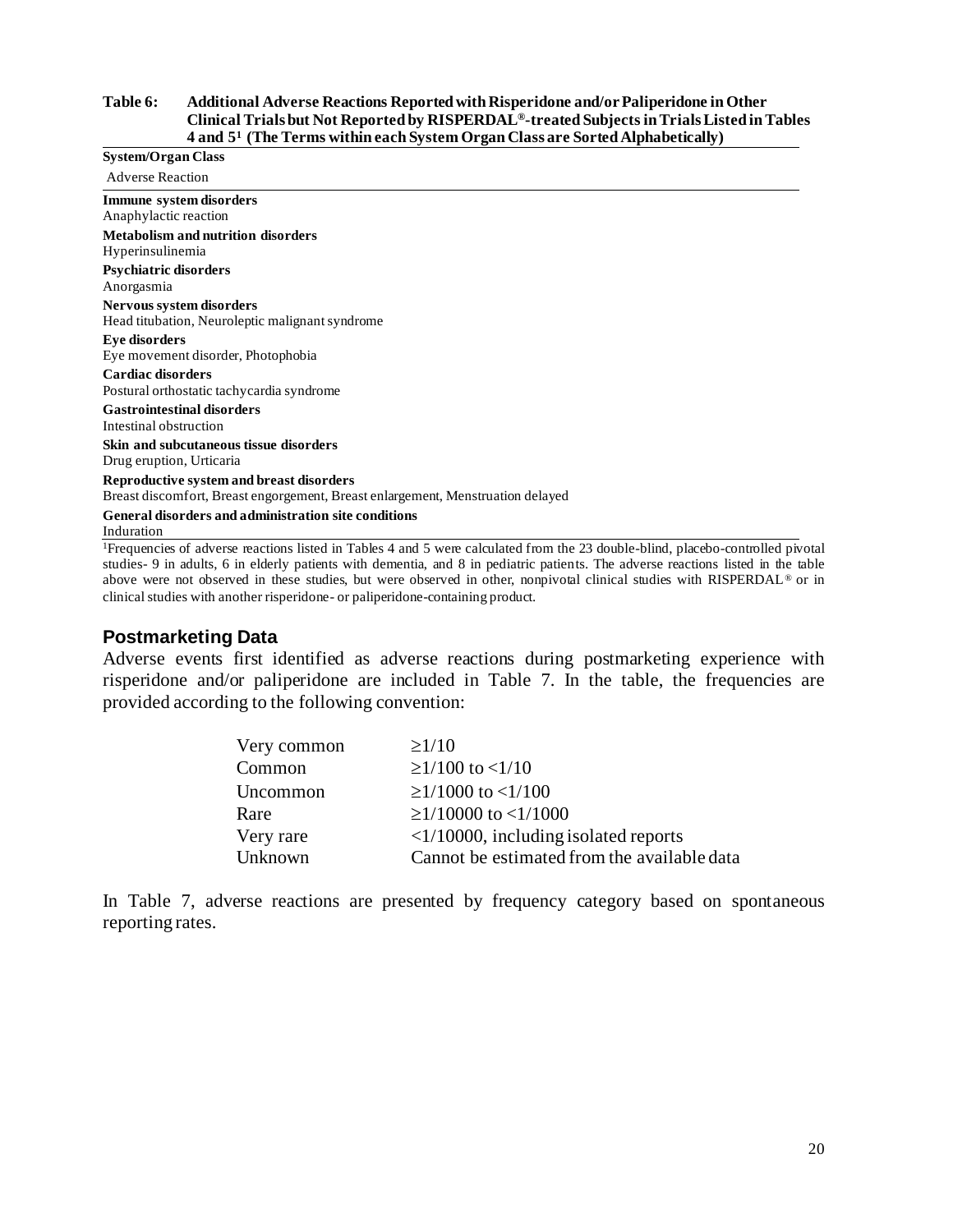**Table 6: Additional Adverse Reactions Reported with Risperidone and/or Paliperidone in Other Clinical Trials but Not Reported by RISPERDAL®-treated Subjects in Trials Listed in Tables 4 and 5[1] (The Terms within each System Organ Class are Sorted Alphabetically)**

| System/Organ Class<br>Adverse Reaction |
|---|
| **Immune system disorders** |
| Anaphylactic reaction |
| **Metabolism and nutrition disorders** |
| Hyperinsulinemia |
| **Psychiatric disorders** |
| Anorgasmia |
| **Nervous system disorders** |
| Head titubation, Neuroleptic malignant syndrome |
| **Eye disorders** |
| Eye movement disorder, Photophobia |
| **Cardiac disorders** |
| Postural orthostatic tachycardia syndrome |
| **Gastrointestinal disorders** |
| Intestinal obstruction |
| **Skin and subcutaneous tissue disorders** |
| Drug eruption, Urticaria |
| **Reproductive system and breast disorders** |
| Breast discomfort, Breast engorgement, Breast enlargement, Menstruation delayed |
| **General disorders and administration site conditions** |
| Induration |

[1]Frequencies of adverse reactions listed in Tables 4 and 5 were calculated from the 23 double-blind, placebo-controlled pivotal studies- 9 in adults, 6 in elderly patients with dementia, and 8 in pediatric patients. The adverse reactions listed in the table above were not observed in these studies, but were observed in other, nonpivotal clinical studies with RISPERDAL® or in clinical studies with another risperidone- or paliperidone-containing product.

## Postmarketing Data

Adverse events first identified as adverse reactions during postmarketing experience with risperidone and/or paliperidone are included in Table 7. In the table, the frequencies are provided according to the following convention:

| | |
|---|---|
| Very common | ≥1/10 |
| Common | ≥1/100 to <1/10 |
| Uncommon | ≥1/1000 to <1/100 |
| Rare | ≥1/10000 to <1/1000 |
| Very rare | <1/10000, including isolated reports |
| Unknown | Cannot be estimated from the available data |

In Table 7, adverse reactions are presented by frequency category based on spontaneous reporting rates.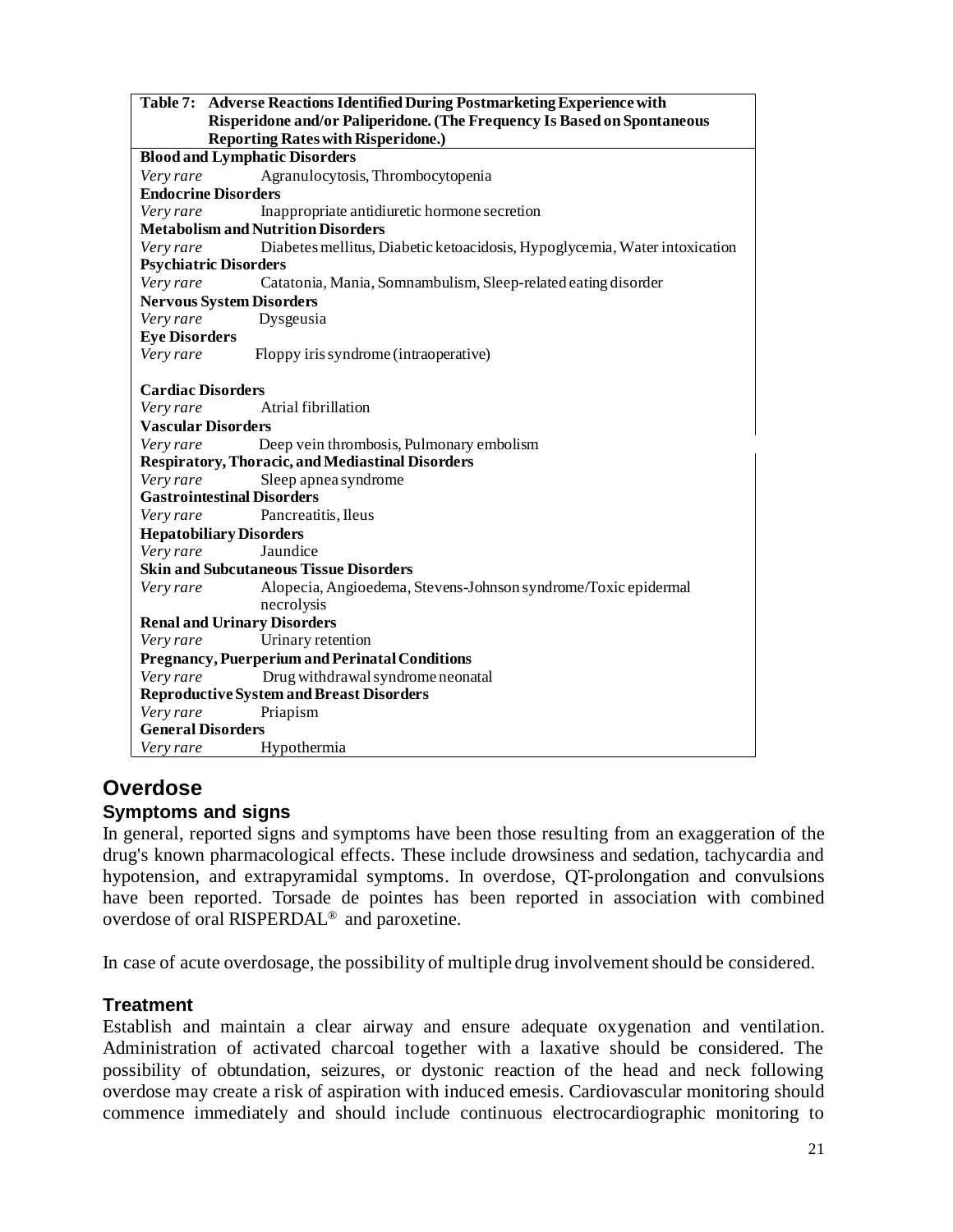**Table 7: Adverse Reactions Identified During Postmarketing Experience with Risperidone and/or Paliperidone. (The Frequency Is Based on Spontaneous Reporting Rates with Risperidone.)**

| | |
|---|---|
| **Blood and Lymphatic Disorders** | |
| *Very rare* | Agranulocytosis, Thrombocytopenia |
| **Endocrine Disorders** | |
| *Very rare* | Inappropriate antidiuretic hormone secretion |
| **Metabolism and Nutrition Disorders** | |
| *Very rare* | Diabetes mellitus, Diabetic ketoacidosis, Hypoglycemia, Water intoxication |
| **Psychiatric Disorders** | |
| *Very rare* | Catatonia, Mania, Somnambulism, Sleep-related eating disorder |
| **Nervous System Disorders** | |
| *Very rare* | Dysgeusia |
| **Eye Disorders** | |
| *Very rare* | Floppy iris syndrome (intraoperative) |
| **Cardiac Disorders** | |
| *Very rare* | Atrial fibrillation |
| **Vascular Disorders** | |
| *Very rare* | Deep vein thrombosis, Pulmonary embolism |
| **Respiratory, Thoracic, and Mediastinal Disorders** | |
| *Very rare* | Sleep apnea syndrome |
| **Gastrointestinal Disorders** | |
| *Very rare* | Pancreatitis, Ileus |
| **Hepatobiliary Disorders** | |
| *Very rare* | Jaundice |
| **Skin and Subcutaneous Tissue Disorders** | |
| *Very rare* | Alopecia, Angioedema, Stevens-Johnson syndrome/Toxic epidermal necrolysis |
| **Renal and Urinary Disorders** | |
| *Very rare* | Urinary retention |
| **Pregnancy, Puerperium and Perinatal Conditions** | |
| *Very rare* | Drug withdrawal syndrome neonatal |
| **Reproductive System and Breast Disorders** | |
| *Very rare* | Priapism |
| **General Disorders** | |
| *Very rare* | Hypothermia |

# Overdose

## Symptoms and signs

In general, reported signs and symptoms have been those resulting from an exaggeration of the drug's known pharmacological effects. These include drowsiness and sedation, tachycardia and hypotension, and extrapyramidal symptoms. In overdose, QT-prolongation and convulsions have been reported. Torsade de pointes has been reported in association with combined overdose of oral RISPERDAL® and paroxetine.

In case of acute overdosage, the possibility of multiple drug involvement should be considered.

## Treatment

Establish and maintain a clear airway and ensure adequate oxygenation and ventilation. Administration of activated charcoal together with a laxative should be considered. The possibility of obtundation, seizures, or dystonic reaction of the head and neck following overdose may create a risk of aspiration with induced emesis. Cardiovascular monitoring should commence immediately and should include continuous electrocardiographic monitoring to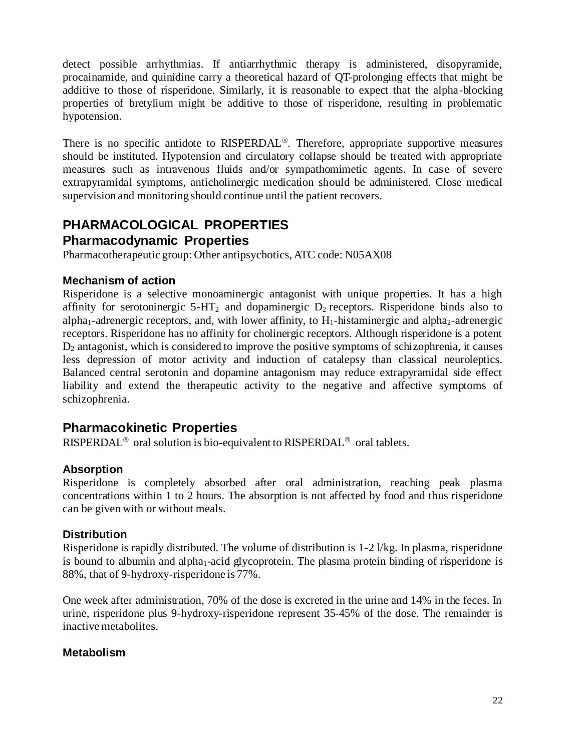detect possible arrhythmias. If antiarrhythmic therapy is administered, disopyramide, procainamide, and quinidine carry a theoretical hazard of QT-prolonging effects that might be additive to those of risperidone. Similarly, it is reasonable to expect that the alpha-blocking properties of bretylium might be additive to those of risperidone, resulting in problematic hypotension.

There is no specific antidote to RISPERDAL®. Therefore, appropriate supportive measures should be instituted. Hypotension and circulatory collapse should be treated with appropriate measures such as intravenous fluids and/or sympathomimetic agents. In case of severe extrapyramidal symptoms, anticholinergic medication should be administered. Close medical supervision and monitoring should continue until the patient recovers.

# PHARMACOLOGICAL PROPERTIES

## Pharmacodynamic Properties

Pharmacotherapeutic group: Other antipsychotics, ATC code: N05AX08

### Mechanism of action

Risperidone is a selective monoaminergic antagonist with unique properties. It has a high affinity for serotoninergic 5-$HT_2$ and dopaminergic $D_2$ receptors. Risperidone binds also to alpha$_1$-adrenergic receptors, and, with lower affinity, to $H_1$-histaminergic and alpha$_2$-adrenergic receptors. Risperidone has no affinity for cholinergic receptors. Although risperidone is a potent $D_2$ antagonist, which is considered to improve the positive symptoms of schizophrenia, it causes less depression of motor activity and induction of catalepsy than classical neuroleptics. Balanced central serotonin and dopamine antagonism may reduce extrapyramidal side effect liability and extend the therapeutic activity to the negative and affective symptoms of schizophrenia.

## Pharmacokinetic Properties

RISPERDAL® oral solution is bio-equivalent to RISPERDAL® oral tablets.

### Absorption

Risperidone is completely absorbed after oral administration, reaching peak plasma concentrations within 1 to 2 hours. The absorption is not affected by food and thus risperidone can be given with or without meals.

### Distribution

Risperidone is rapidly distributed. The volume of distribution is 1-2 l/kg. In plasma, risperidone is bound to albumin and alpha$_1$-acid glycoprotein. The plasma protein binding of risperidone is 88%, that of 9-hydroxy-risperidone is 77%.

One week after administration, 70% of the dose is excreted in the urine and 14% in the feces. In urine, risperidone plus 9-hydroxy-risperidone represent 35-45% of the dose. The remainder is inactive metabolites.

### Metabolism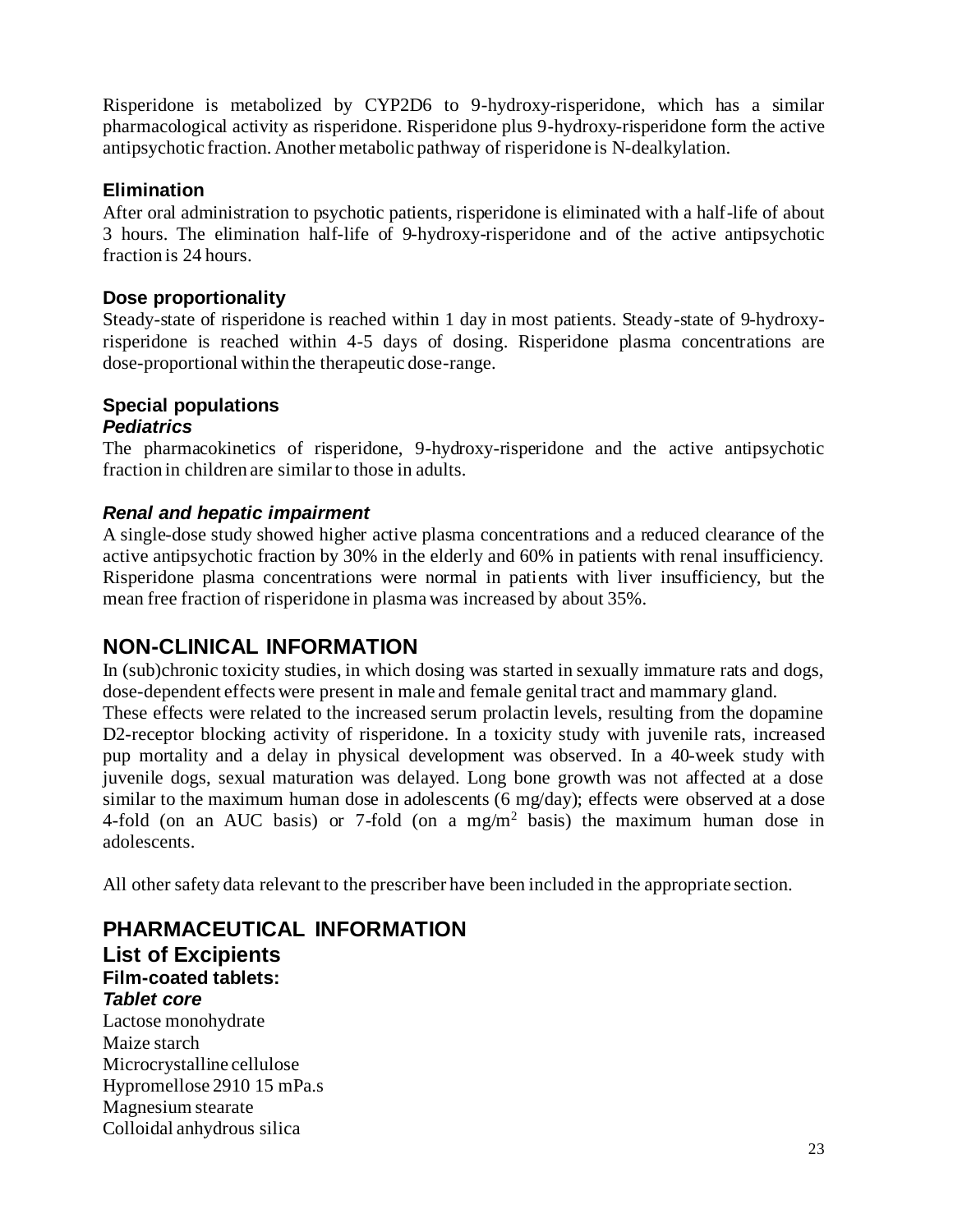Risperidone is metabolized by CYP2D6 to 9-hydroxy-risperidone, which has a similar pharmacological activity as risperidone. Risperidone plus 9-hydroxy-risperidone form the active antipsychotic fraction. Another metabolic pathway of risperidone is N-dealkylation.

### Elimination

After oral administration to psychotic patients, risperidone is eliminated with a half-life of about 3 hours. The elimination half-life of 9-hydroxy-risperidone and of the active antipsychotic fraction is 24 hours.

### Dose proportionality

Steady-state of risperidone is reached within 1 day in most patients. Steady-state of 9-hydroxy-risperidone is reached within 4-5 days of dosing. Risperidone plasma concentrations are dose-proportional within the therapeutic dose-range.

### Special populations

#### *Pediatrics*

The pharmacokinetics of risperidone, 9-hydroxy-risperidone and the active antipsychotic fraction in children are similar to those in adults.

#### *Renal and hepatic impairment*

A single-dose study showed higher active plasma concentrations and a reduced clearance of the active antipsychotic fraction by 30% in the elderly and 60% in patients with renal insufficiency. Risperidone plasma concentrations were normal in patients with liver insufficiency, but the mean free fraction of risperidone in plasma was increased by about 35%.

## NON-CLINICAL INFORMATION

In (sub)chronic toxicity studies, in which dosing was started in sexually immature rats and dogs, dose-dependent effects were present in male and female genital tract and mammary gland.
These effects were related to the increased serum prolactin levels, resulting from the dopamine D2-receptor blocking activity of risperidone. In a toxicity study with juvenile rats, increased pup mortality and a delay in physical development was observed. In a 40-week study with juvenile dogs, sexual maturation was delayed. Long bone growth was not affected at a dose similar to the maximum human dose in adolescents (6 mg/day); effects were observed at a dose 4-fold (on an AUC basis) or 7-fold (on a $mg/m^2$ basis) the maximum human dose in adolescents.

All other safety data relevant to the prescriber have been included in the appropriate section.

## PHARMACEUTICAL INFORMATION

### List of Excipients

#### Film-coated tablets:

#### *Tablet core*

Lactose monohydrate
Maize starch
Microcrystalline cellulose
Hypromellose 2910 15 mPa.s
Magnesium stearate
Colloidal anhydrous silica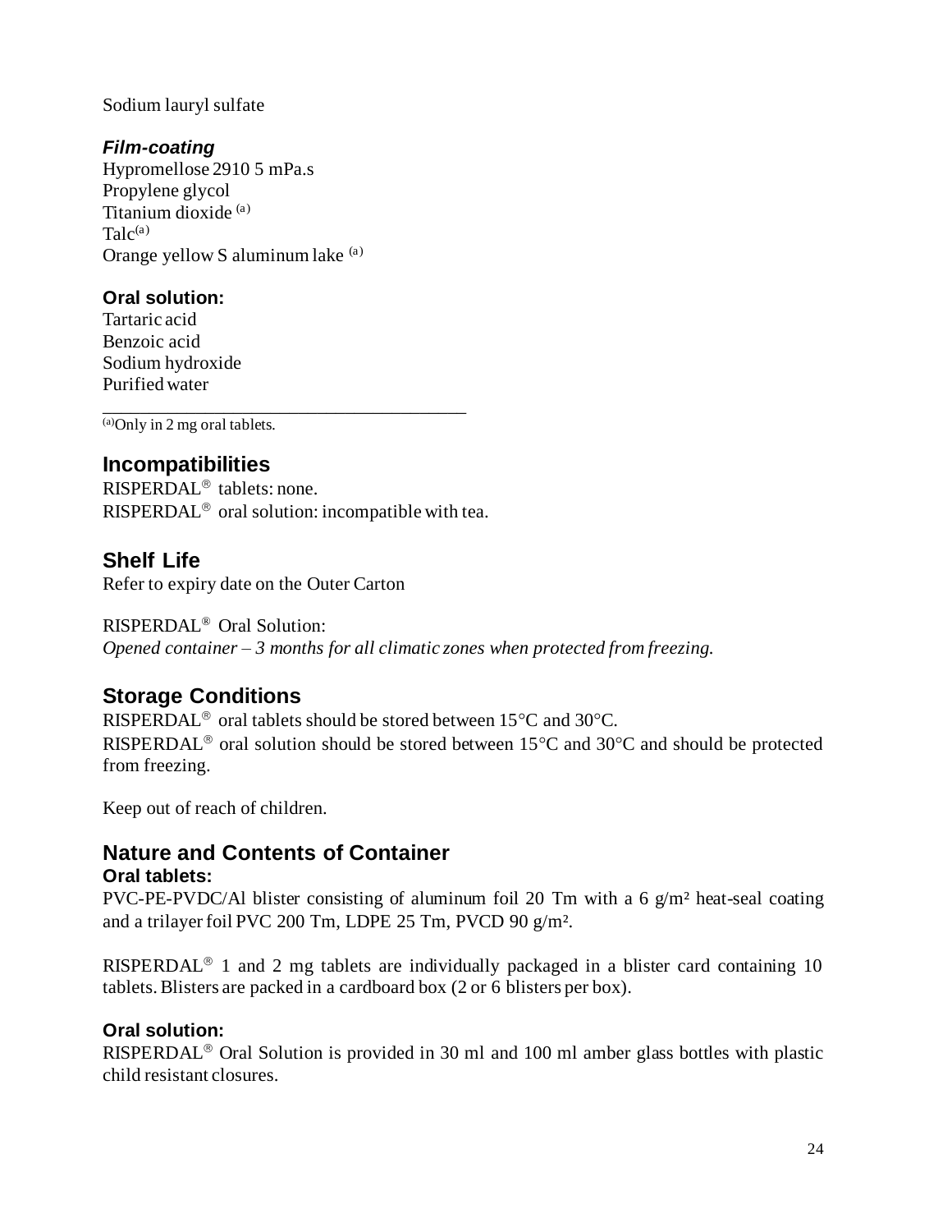Sodium lauryl sulfate

***Film-coating***

Hypromellose 2910 5 mPa.s
Propylene glycol
Titanium dioxide [(a)]
Talc[(a)]
Orange yellow S aluminum lake [(a)]

**Oral solution:**

Tartaric acid
Benzoic acid
Sodium hydroxide
Purified water

---

[(a)]Only in 2 mg oral tablets.

## Incompatibilities

RISPERDAL® tablets: none.
RISPERDAL® oral solution: incompatible with tea.

## Shelf Life

Refer to expiry date on the Outer Carton

RISPERDAL® Oral Solution:
*Opened container – 3 months for all climatic zones when protected from freezing.*

## Storage Conditions

RISPERDAL® oral tablets should be stored between 15°C and 30°C.
RISPERDAL® oral solution should be stored between 15°C and 30°C and should be protected from freezing.

Keep out of reach of children.

## Nature and Contents of Container

**Oral tablets:**

PVC-PE-PVDC/Al blister consisting of aluminum foil 20 Tm with a 6 g/m² heat-seal coating and a trilayer foil PVC 200 Tm, LDPE 25 Tm, PVCD 90 g/m².

RISPERDAL® 1 and 2 mg tablets are individually packaged in a blister card containing 10 tablets. Blisters are packed in a cardboard box (2 or 6 blisters per box).

**Oral solution:**

RISPERDAL® Oral Solution is provided in 30 ml and 100 ml amber glass bottles with plastic child resistant closures.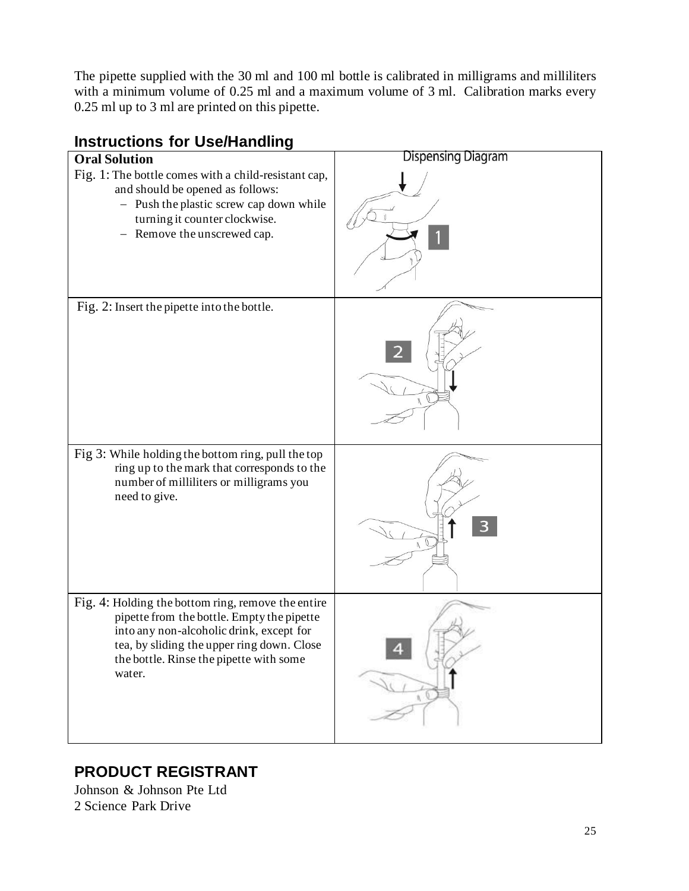The pipette supplied with the 30 ml and 100 ml bottle is calibrated in milligrams and milliliters with a minimum volume of 0.25 ml and a maximum volume of 3 ml. Calibration marks every 0.25 ml up to 3 ml are printed on this pipette.

## Instructions for Use/Handling

| **Oral Solution** | Dispensing Diagram |
|---|---|
| Fig. 1: The bottle comes with a child-resistant cap, and should be opened as follows:<br>– Push the plastic screw cap down while turning it counter clockwise.<br>– Remove the unscrewed cap. | 1 |
| Fig. 2: Insert the pipette into the bottle. | 2 |
| Fig 3: While holding the bottom ring, pull the top ring up to the mark that corresponds to the number of milliliters or milligrams you need to give. | 3 |
| Fig. 4: Holding the bottom ring, remove the entire pipette from the bottle. Empty the pipette into any non-alcoholic drink, except for tea, by sliding the upper ring down. Close the bottle. Rinse the pipette with some water. | 4 |

## PRODUCT REGISTRANT

Johnson & Johnson Pte Ltd
2 Science Park Drive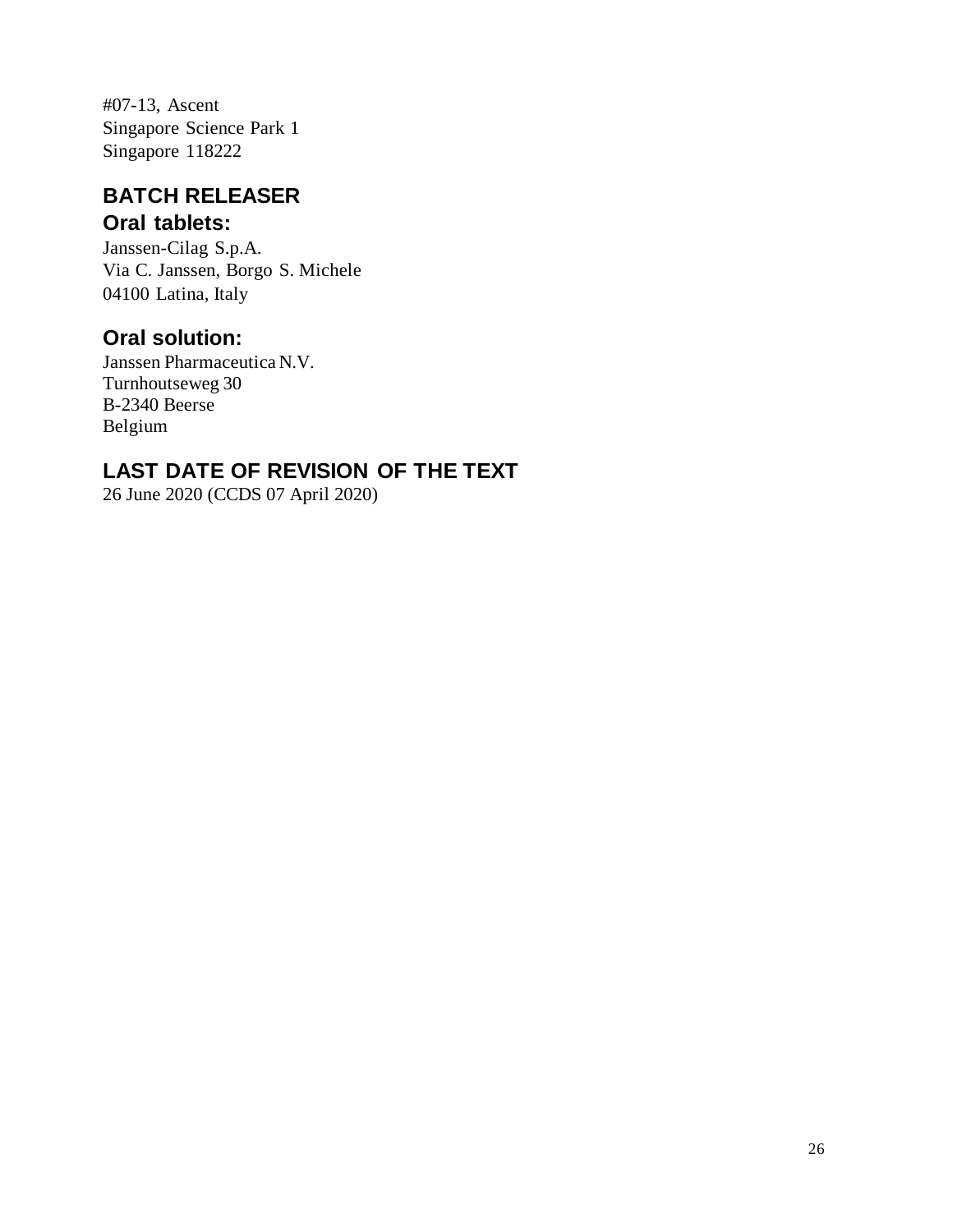#07-13, Ascent
Singapore Science Park 1
Singapore 118222

## BATCH RELEASER

### Oral tablets:

Janssen-Cilag S.p.A.
Via C. Janssen, Borgo S. Michele
04100 Latina, Italy

### Oral solution:

Janssen Pharmaceutica N.V.
Turnhoutseweg 30
B-2340 Beerse
Belgium

## LAST DATE OF REVISION OF THE TEXT

26 June 2020 (CCDS 07 April 2020)